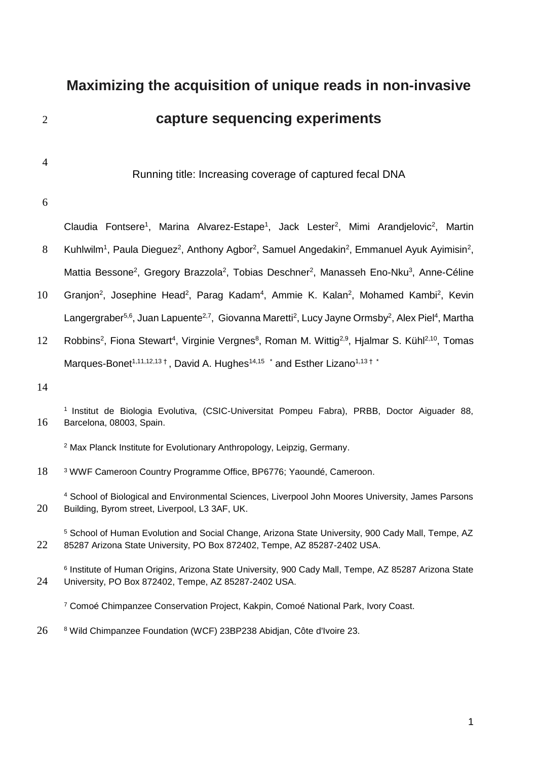# Maximizing the acquisition of unique reads in non-invasive capture sequencing experiments

Running title: Increasing coverage of captured fecal DNA

Claudia Fontsere[1], Marina Alvarez-Estape[1], Jack Lester[2], Mimi Arandjelovic[2], Martin Kuhlwilm[1], Paula Dieguez[2], Anthony Agbor[2], Samuel Angedakin[2], Emmanuel Ayuk Ayimisin[2], Mattia Bessone[2], Gregory Brazzola[2], Tobias Deschner[2], Manasseh Eno-Nku[3], Anne-Céline Granjon[2], Josephine Head[2], Parag Kadam[4], Ammie K. Kalan[2], Mohamed Kambi[2], Kevin Langergraber[5,6], Juan Lapuente[2,7], Giovanna Maretti[2], Lucy Jayne Ormsby[2], Alex Piel[4], Martha Robbins[2], Fiona Stewart[4], Virginie Vergnes[8], Roman M. Wittig[2,9], Hjalmar S. Kühl[2,10], Tomas Marques-Bonet[1,11,12,13 †], David A. Hughes[14,15 *] and Esther Lizano[1,13 † *]

[1] Institut de Biologia Evolutiva, (CSIC-Universitat Pompeu Fabra), PRBB, Doctor Aiguader 88, Barcelona, 08003, Spain.

[2] Max Planck Institute for Evolutionary Anthropology, Leipzig, Germany.

[3] WWF Cameroon Country Programme Office, BP6776; Yaoundé, Cameroon.

[4] School of Biological and Environmental Sciences, Liverpool John Moores University, James Parsons Building, Byrom street, Liverpool, L3 3AF, UK.

[5] School of Human Evolution and Social Change, Arizona State University, 900 Cady Mall, Tempe, AZ 85287 Arizona State University, PO Box 872402, Tempe, AZ 85287-2402 USA.

[6] Institute of Human Origins, Arizona State University, 900 Cady Mall, Tempe, AZ 85287 Arizona State University, PO Box 872402, Tempe, AZ 85287-2402 USA.

[7] Comoé Chimpanzee Conservation Project, Kakpin, Comoé National Park, Ivory Coast.

[8] Wild Chimpanzee Foundation (WCF) 23BP238 Abidjan, Côte d'Ivoire 23.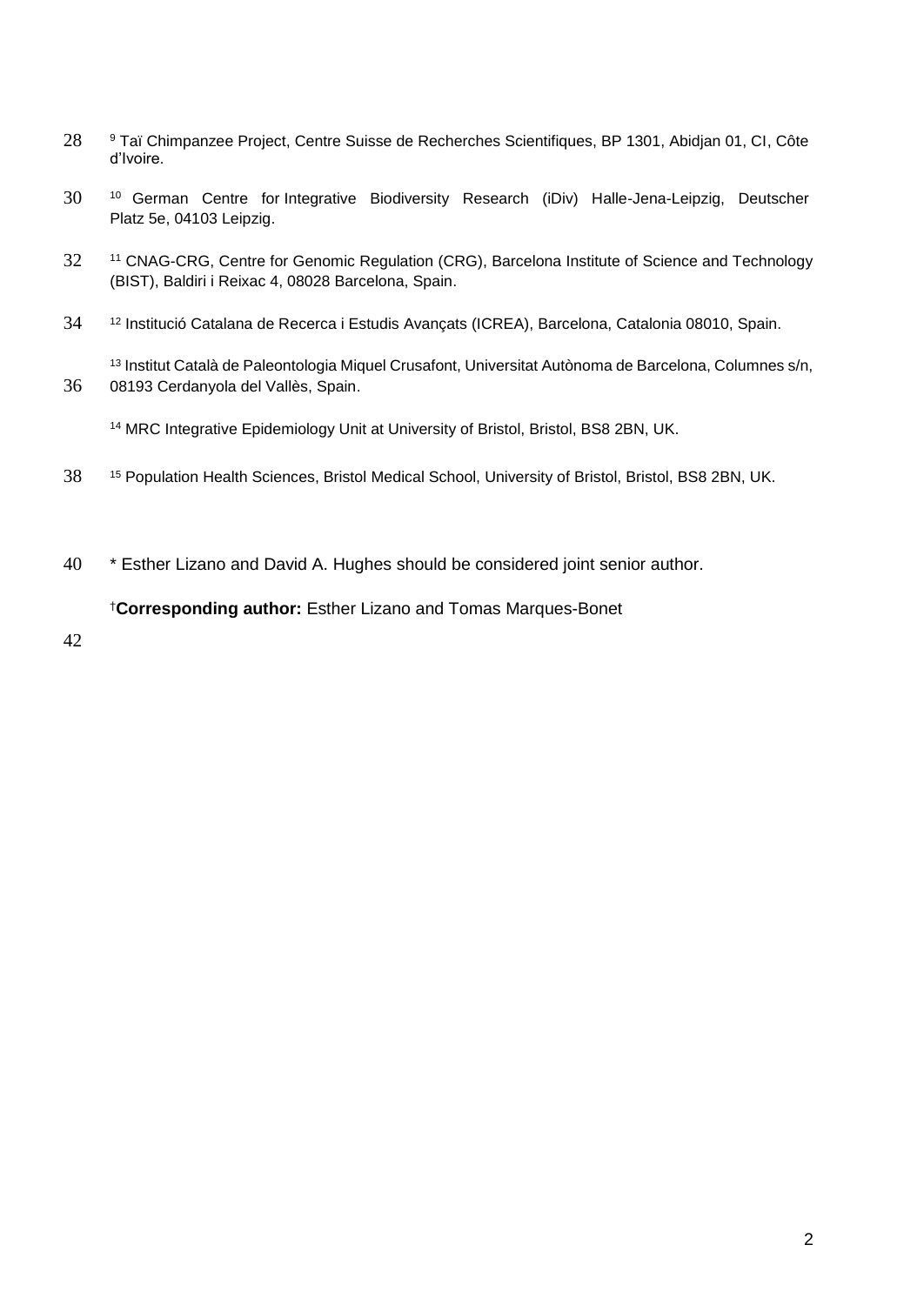[9] Taï Chimpanzee Project, Centre Suisse de Recherches Scientifiques, BP 1301, Abidjan 01, CI, Côte d'Ivoire.

[10] German Centre for Integrative Biodiversity Research (iDiv) Halle-Jena-Leipzig, Deutscher Platz 5e, 04103 Leipzig.

[11] CNAG-CRG, Centre for Genomic Regulation (CRG), Barcelona Institute of Science and Technology (BIST), Baldiri i Reixac 4, 08028 Barcelona, Spain.

[12] Institució Catalana de Recerca i Estudis Avançats (ICREA), Barcelona, Catalonia 08010, Spain.

[13] Institut Català de Paleontologia Miquel Crusafont, Universitat Autònoma de Barcelona, Columnes s/n, 08193 Cerdanyola del Vallès, Spain.

[14] MRC Integrative Epidemiology Unit at University of Bristol, Bristol, BS8 2BN, UK.

[15] Population Health Sciences, Bristol Medical School, University of Bristol, Bristol, BS8 2BN, UK.

* Esther Lizano and David A. Hughes should be considered joint senior author.

†**Corresponding author:** Esther Lizano and Tomas Marques-Bonet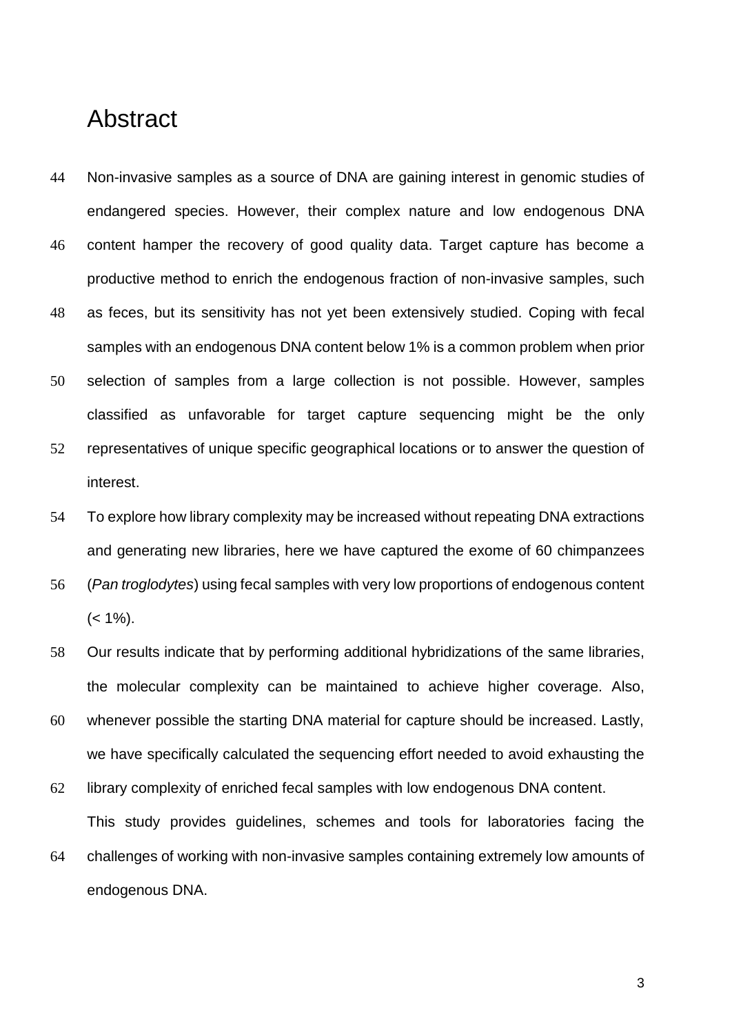# Abstract

Non-invasive samples as a source of DNA are gaining interest in genomic studies of endangered species. However, their complex nature and low endogenous DNA content hamper the recovery of good quality data. Target capture has become a productive method to enrich the endogenous fraction of non-invasive samples, such as feces, but its sensitivity has not yet been extensively studied. Coping with fecal samples with an endogenous DNA content below 1% is a common problem when prior selection of samples from a large collection is not possible. However, samples classified as unfavorable for target capture sequencing might be the only representatives of unique specific geographical locations or to answer the question of interest.

To explore how library complexity may be increased without repeating DNA extractions and generating new libraries, here we have captured the exome of 60 chimpanzees (*Pan troglodytes*) using fecal samples with very low proportions of endogenous content (< 1%).

Our results indicate that by performing additional hybridizations of the same libraries, the molecular complexity can be maintained to achieve higher coverage. Also, whenever possible the starting DNA material for capture should be increased. Lastly, we have specifically calculated the sequencing effort needed to avoid exhausting the library complexity of enriched fecal samples with low endogenous DNA content.

This study provides guidelines, schemes and tools for laboratories facing the challenges of working with non-invasive samples containing extremely low amounts of endogenous DNA.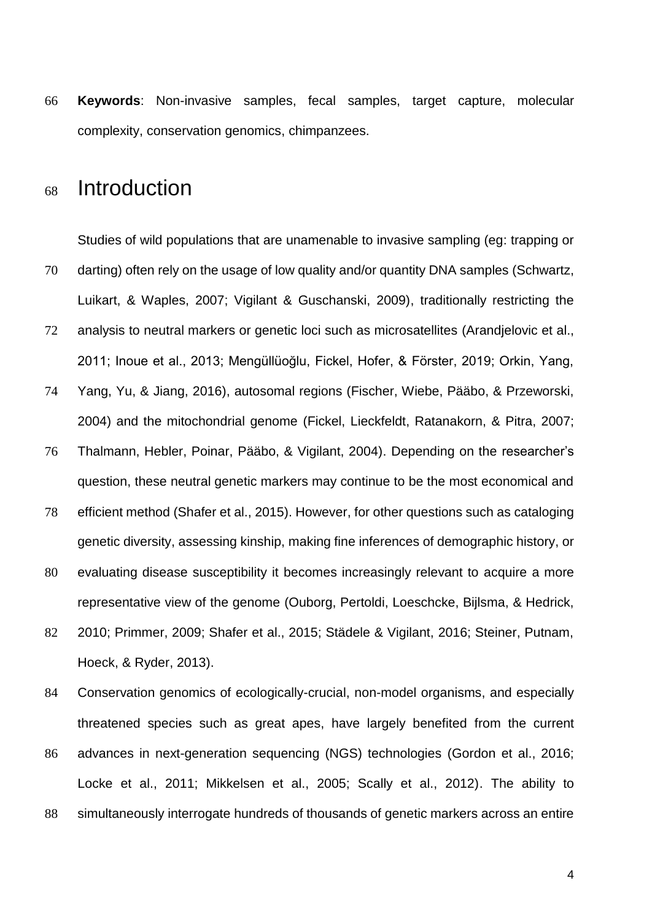**Keywords**: Non-invasive samples, fecal samples, target capture, molecular complexity, conservation genomics, chimpanzees.

# Introduction

Studies of wild populations that are unamenable to invasive sampling (eg: trapping or darting) often rely on the usage of low quality and/or quantity DNA samples (Schwartz, Luikart, & Waples, 2007; Vigilant & Guschanski, 2009), traditionally restricting the analysis to neutral markers or genetic loci such as microsatellites (Arandjelovic et al., 2011; Inoue et al., 2013; Mengüllüoğlu, Fickel, Hofer, & Förster, 2019; Orkin, Yang, Yang, Yu, & Jiang, 2016), autosomal regions (Fischer, Wiebe, Pääbo, & Przeworski, 2004) and the mitochondrial genome (Fickel, Lieckfeldt, Ratanakorn, & Pitra, 2007; Thalmann, Hebler, Poinar, Pääbo, & Vigilant, 2004). Depending on the researcher's question, these neutral genetic markers may continue to be the most economical and efficient method (Shafer et al., 2015). However, for other questions such as cataloging genetic diversity, assessing kinship, making fine inferences of demographic history, or evaluating disease susceptibility it becomes increasingly relevant to acquire a more representative view of the genome (Ouborg, Pertoldi, Loeschcke, Bijlsma, & Hedrick, 2010; Primmer, 2009; Shafer et al., 2015; Städele & Vigilant, 2016; Steiner, Putnam, Hoeck, & Ryder, 2013).

Conservation genomics of ecologically-crucial, non-model organisms, and especially threatened species such as great apes, have largely benefited from the current advances in next-generation sequencing (NGS) technologies (Gordon et al., 2016; Locke et al., 2011; Mikkelsen et al., 2005; Scally et al., 2012). The ability to simultaneously interrogate hundreds of thousands of genetic markers across an entire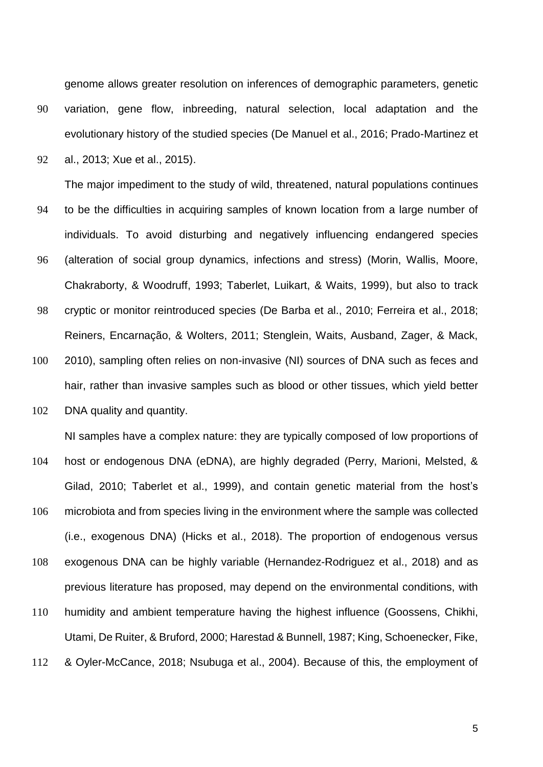genome allows greater resolution on inferences of demographic parameters, genetic variation, gene flow, inbreeding, natural selection, local adaptation and the evolutionary history of the studied species (De Manuel et al., 2016; Prado-Martinez et al., 2013; Xue et al., 2015).

The major impediment to the study of wild, threatened, natural populations continues to be the difficulties in acquiring samples of known location from a large number of individuals. To avoid disturbing and negatively influencing endangered species (alteration of social group dynamics, infections and stress) (Morin, Wallis, Moore, Chakraborty, & Woodruff, 1993; Taberlet, Luikart, & Waits, 1999), but also to track cryptic or monitor reintroduced species (De Barba et al., 2010; Ferreira et al., 2018; Reiners, Encarnação, & Wolters, 2011; Stenglein, Waits, Ausband, Zager, & Mack, 2010), sampling often relies on non-invasive (NI) sources of DNA such as feces and hair, rather than invasive samples such as blood or other tissues, which yield better DNA quality and quantity.

NI samples have a complex nature: they are typically composed of low proportions of host or endogenous DNA (eDNA), are highly degraded (Perry, Marioni, Melsted, & Gilad, 2010; Taberlet et al., 1999), and contain genetic material from the host's microbiota and from species living in the environment where the sample was collected (i.e., exogenous DNA) (Hicks et al., 2018). The proportion of endogenous versus exogenous DNA can be highly variable (Hernandez-Rodriguez et al., 2018) and as previous literature has proposed, may depend on the environmental conditions, with humidity and ambient temperature having the highest influence (Goossens, Chikhi, Utami, De Ruiter, & Bruford, 2000; Harestad & Bunnell, 1987; King, Schoenecker, Fike, & Oyler-McCance, 2018; Nsubuga et al., 2004). Because of this, the employment of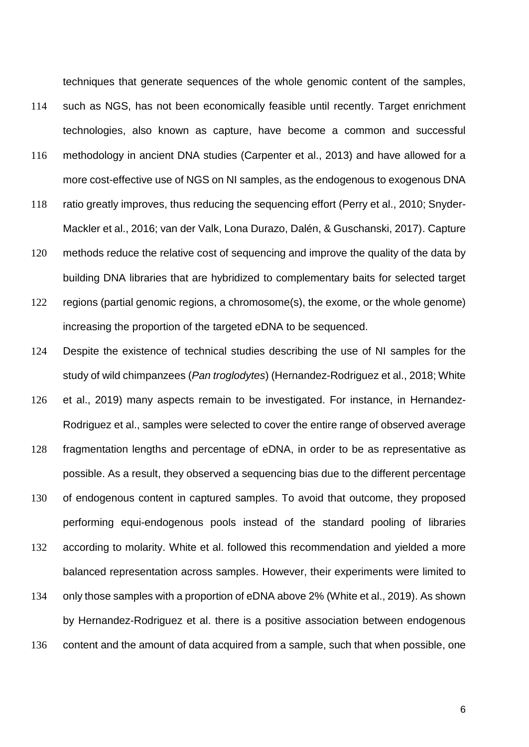techniques that generate sequences of the whole genomic content of the samples, such as NGS, has not been economically feasible until recently. Target enrichment technologies, also known as capture, have become a common and successful methodology in ancient DNA studies (Carpenter et al., 2013) and have allowed for a more cost-effective use of NGS on NI samples, as the endogenous to exogenous DNA ratio greatly improves, thus reducing the sequencing effort (Perry et al., 2010; Snyder-Mackler et al., 2016; van der Valk, Lona Durazo, Dalén, & Guschanski, 2017). Capture methods reduce the relative cost of sequencing and improve the quality of the data by building DNA libraries that are hybridized to complementary baits for selected target regions (partial genomic regions, a chromosome(s), the exome, or the whole genome) increasing the proportion of the targeted eDNA to be sequenced.

Despite the existence of technical studies describing the use of NI samples for the study of wild chimpanzees (*Pan troglodytes*) (Hernandez-Rodriguez et al., 2018; White et al., 2019) many aspects remain to be investigated. For instance, in Hernandez-Rodriguez et al., samples were selected to cover the entire range of observed average fragmentation lengths and percentage of eDNA, in order to be as representative as possible. As a result, they observed a sequencing bias due to the different percentage of endogenous content in captured samples. To avoid that outcome, they proposed performing equi-endogenous pools instead of the standard pooling of libraries according to molarity. White et al. followed this recommendation and yielded a more balanced representation across samples. However, their experiments were limited to only those samples with a proportion of eDNA above 2% (White et al., 2019). As shown by Hernandez-Rodriguez et al. there is a positive association between endogenous content and the amount of data acquired from a sample, such that when possible, one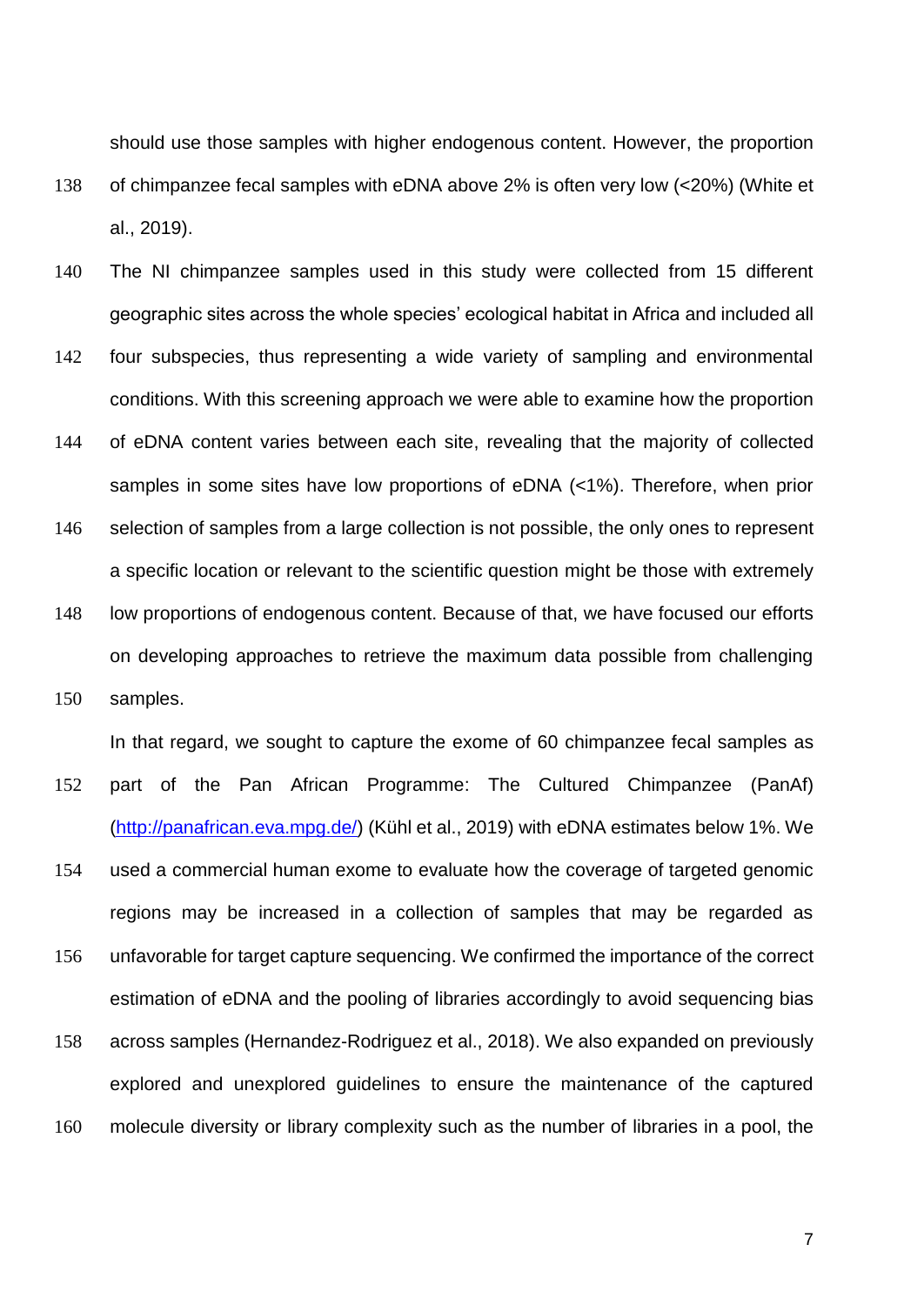should use those samples with higher endogenous content. However, the proportion of chimpanzee fecal samples with eDNA above 2% is often very low (<20%) (White et al., 2019).

The NI chimpanzee samples used in this study were collected from 15 different geographic sites across the whole species' ecological habitat in Africa and included all four subspecies, thus representing a wide variety of sampling and environmental conditions. With this screening approach we were able to examine how the proportion of eDNA content varies between each site, revealing that the majority of collected samples in some sites have low proportions of eDNA (<1%). Therefore, when prior selection of samples from a large collection is not possible, the only ones to represent a specific location or relevant to the scientific question might be those with extremely low proportions of endogenous content. Because of that, we have focused our efforts on developing approaches to retrieve the maximum data possible from challenging samples.

In that regard, we sought to capture the exome of 60 chimpanzee fecal samples as part of the Pan African Programme: The Cultured Chimpanzee (PanAf) (http://panafrican.eva.mpg.de/) (Kühl et al., 2019) with eDNA estimates below 1%. We used a commercial human exome to evaluate how the coverage of targeted genomic regions may be increased in a collection of samples that may be regarded as unfavorable for target capture sequencing. We confirmed the importance of the correct estimation of eDNA and the pooling of libraries accordingly to avoid sequencing bias across samples (Hernandez-Rodriguez et al., 2018). We also expanded on previously explored and unexplored guidelines to ensure the maintenance of the captured molecule diversity or library complexity such as the number of libraries in a pool, the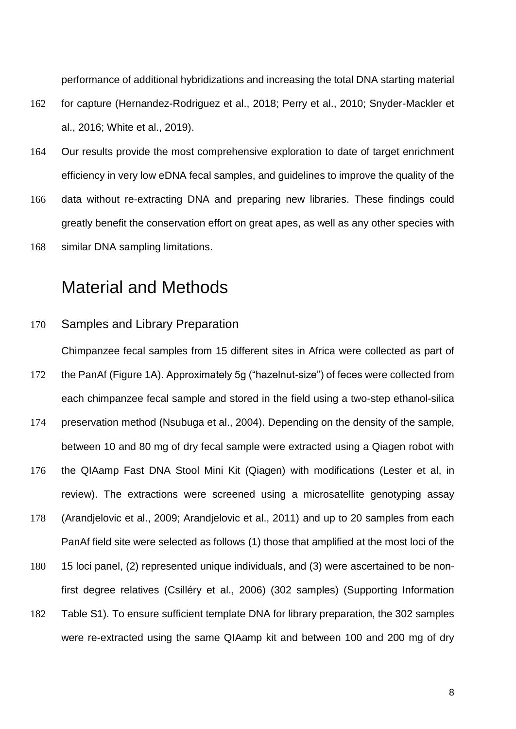performance of additional hybridizations and increasing the total DNA starting material for capture (Hernandez-Rodriguez et al., 2018; Perry et al., 2010; Snyder-Mackler et al., 2016; White et al., 2019).

Our results provide the most comprehensive exploration to date of target enrichment efficiency in very low eDNA fecal samples, and guidelines to improve the quality of the data without re-extracting DNA and preparing new libraries. These findings could greatly benefit the conservation effort on great apes, as well as any other species with similar DNA sampling limitations.

# Material and Methods

## Samples and Library Preparation

Chimpanzee fecal samples from 15 different sites in Africa were collected as part of the PanAf (Figure 1A). Approximately 5g ("hazelnut-size") of feces were collected from each chimpanzee fecal sample and stored in the field using a two-step ethanol-silica preservation method (Nsubuga et al., 2004). Depending on the density of the sample, between 10 and 80 mg of dry fecal sample were extracted using a Qiagen robot with the QIAamp Fast DNA Stool Mini Kit (Qiagen) with modifications (Lester et al, in review). The extractions were screened using a microsatellite genotyping assay (Arandjelovic et al., 2009; Arandjelovic et al., 2011) and up to 20 samples from each PanAf field site were selected as follows (1) those that amplified at the most loci of the 15 loci panel, (2) represented unique individuals, and (3) were ascertained to be non-first degree relatives (Csilléry et al., 2006) (302 samples) (Supporting Information Table S1). To ensure sufficient template DNA for library preparation, the 302 samples were re-extracted using the same QIAamp kit and between 100 and 200 mg of dry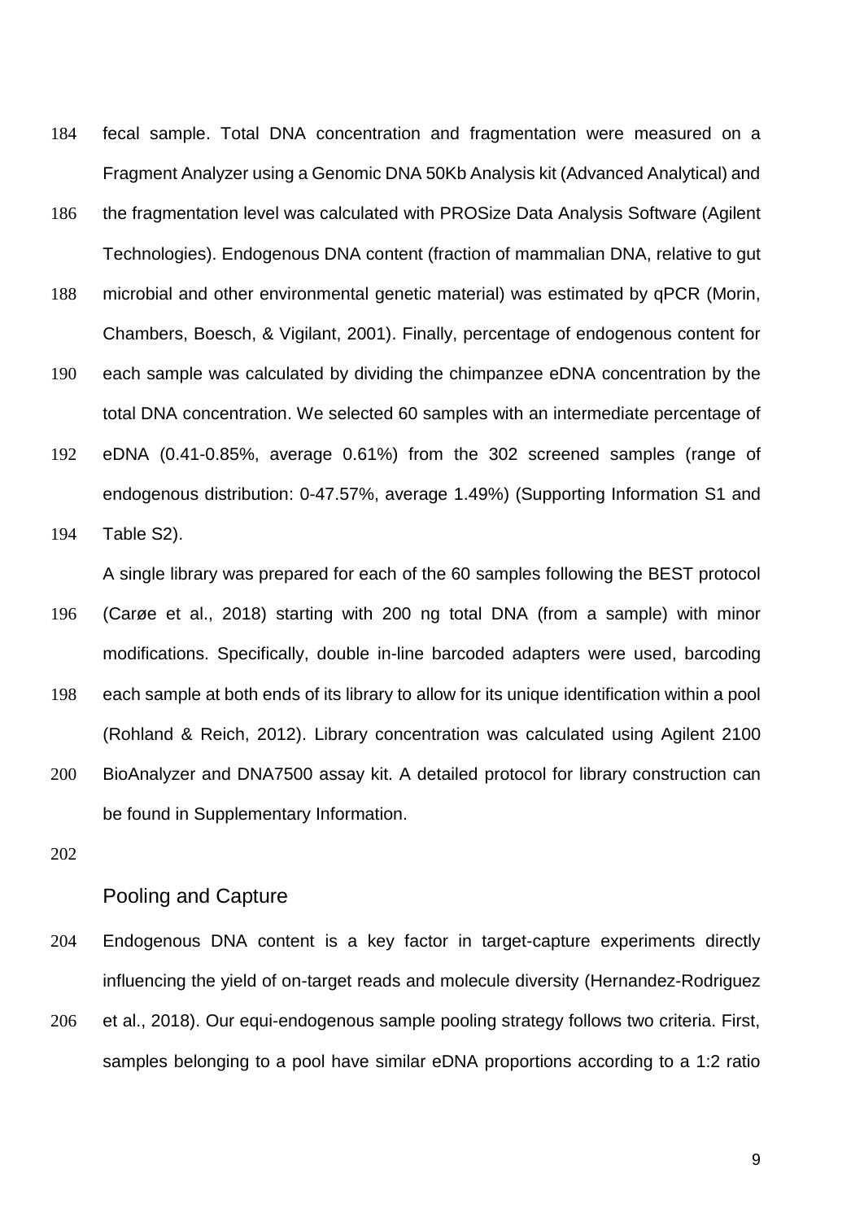fecal sample. Total DNA concentration and fragmentation were measured on a Fragment Analyzer using a Genomic DNA 50Kb Analysis kit (Advanced Analytical) and the fragmentation level was calculated with PROSize Data Analysis Software (Agilent Technologies). Endogenous DNA content (fraction of mammalian DNA, relative to gut microbial and other environmental genetic material) was estimated by qPCR (Morin, Chambers, Boesch, & Vigilant, 2001). Finally, percentage of endogenous content for each sample was calculated by dividing the chimpanzee eDNA concentration by the total DNA concentration. We selected 60 samples with an intermediate percentage of eDNA (0.41-0.85%, average 0.61%) from the 302 screened samples (range of endogenous distribution: 0-47.57%, average 1.49%) (Supporting Information S1 and Table S2).

A single library was prepared for each of the 60 samples following the BEST protocol (Carøe et al., 2018) starting with 200 ng total DNA (from a sample) with minor modifications. Specifically, double in-line barcoded adapters were used, barcoding each sample at both ends of its library to allow for its unique identification within a pool (Rohland & Reich, 2012). Library concentration was calculated using Agilent 2100 BioAnalyzer and DNA7500 assay kit. A detailed protocol for library construction can be found in Supplementary Information.

## Pooling and Capture

Endogenous DNA content is a key factor in target-capture experiments directly influencing the yield of on-target reads and molecule diversity (Hernandez-Rodriguez et al., 2018). Our equi-endogenous sample pooling strategy follows two criteria. First, samples belonging to a pool have similar eDNA proportions according to a 1:2 ratio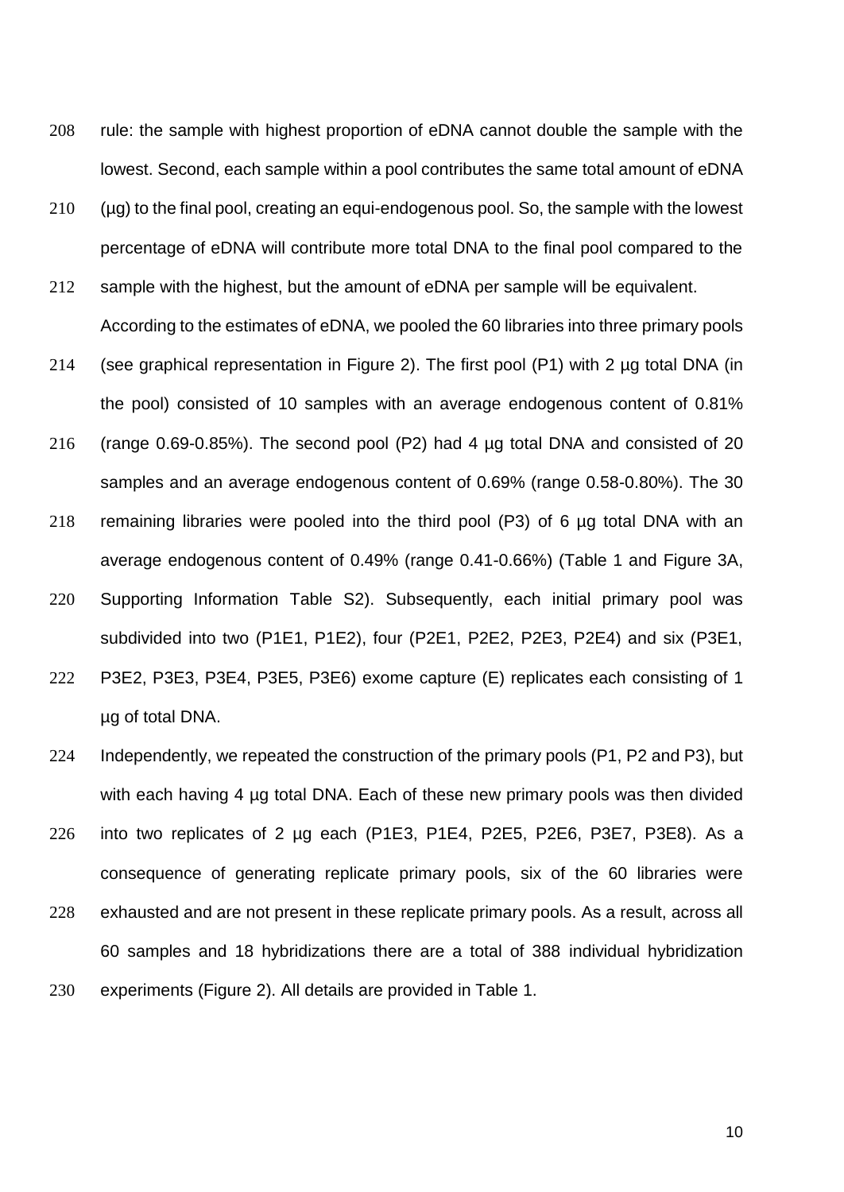rule: the sample with highest proportion of eDNA cannot double the sample with the lowest. Second, each sample within a pool contributes the same total amount of eDNA (µg) to the final pool, creating an equi-endogenous pool. So, the sample with the lowest percentage of eDNA will contribute more total DNA to the final pool compared to the sample with the highest, but the amount of eDNA per sample will be equivalent.

According to the estimates of eDNA, we pooled the 60 libraries into three primary pools (see graphical representation in Figure 2). The first pool (P1) with 2 µg total DNA (in the pool) consisted of 10 samples with an average endogenous content of 0.81% (range 0.69-0.85%). The second pool (P2) had 4 µg total DNA and consisted of 20 samples and an average endogenous content of 0.69% (range 0.58-0.80%). The 30 remaining libraries were pooled into the third pool (P3) of 6 µg total DNA with an average endogenous content of 0.49% (range 0.41-0.66%) (Table 1 and Figure 3A, Supporting Information Table S2). Subsequently, each initial primary pool was subdivided into two (P1E1, P1E2), four (P2E1, P2E2, P2E3, P2E4) and six (P3E1, P3E2, P3E3, P3E4, P3E5, P3E6) exome capture (E) replicates each consisting of 1 µg of total DNA.

Independently, we repeated the construction of the primary pools (P1, P2 and P3), but with each having 4 µg total DNA. Each of these new primary pools was then divided into two replicates of 2 µg each (P1E3, P1E4, P2E5, P2E6, P3E7, P3E8). As a consequence of generating replicate primary pools, six of the 60 libraries were exhausted and are not present in these replicate primary pools. As a result, across all 60 samples and 18 hybridizations there are a total of 388 individual hybridization experiments (Figure 2). All details are provided in Table 1.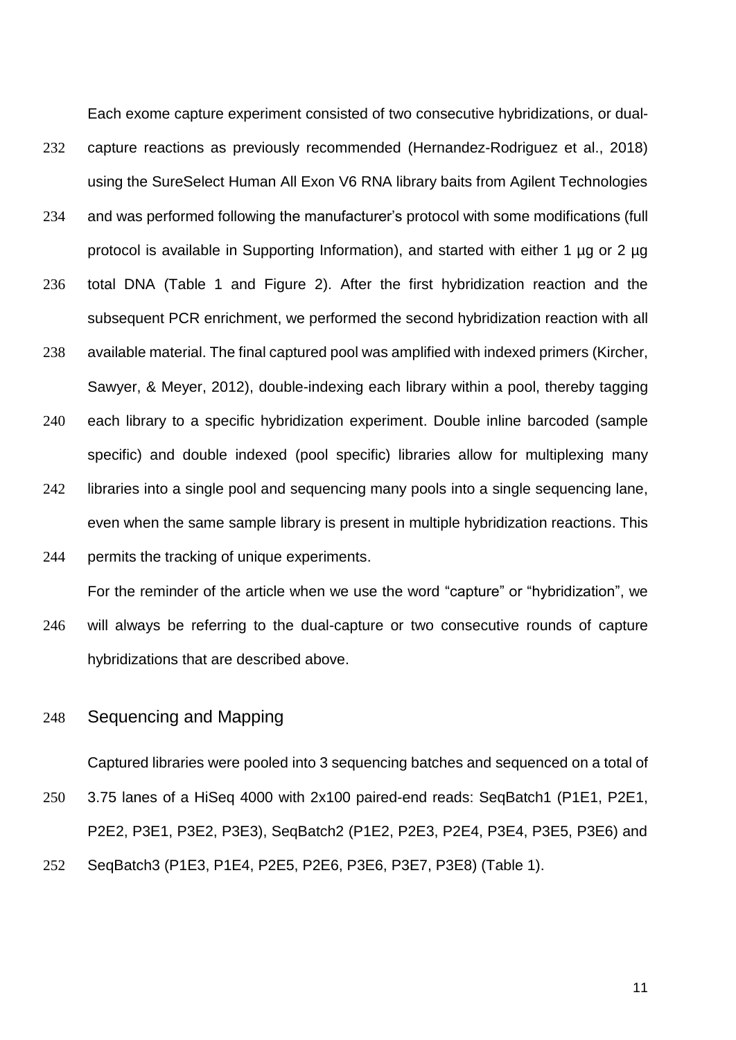Each exome capture experiment consisted of two consecutive hybridizations, or dual-capture reactions as previously recommended (Hernandez-Rodriguez et al., 2018) using the SureSelect Human All Exon V6 RNA library baits from Agilent Technologies and was performed following the manufacturer's protocol with some modifications (full protocol is available in Supporting Information), and started with either 1 µg or 2 µg total DNA (Table 1 and Figure 2). After the first hybridization reaction and the subsequent PCR enrichment, we performed the second hybridization reaction with all available material. The final captured pool was amplified with indexed primers (Kircher, Sawyer, & Meyer, 2012), double-indexing each library within a pool, thereby tagging each library to a specific hybridization experiment. Double inline barcoded (sample specific) and double indexed (pool specific) libraries allow for multiplexing many libraries into a single pool and sequencing many pools into a single sequencing lane, even when the same sample library is present in multiple hybridization reactions. This permits the tracking of unique experiments.

For the reminder of the article when we use the word "capture" or "hybridization", we will always be referring to the dual-capture or two consecutive rounds of capture hybridizations that are described above.

## Sequencing and Mapping

Captured libraries were pooled into 3 sequencing batches and sequenced on a total of 3.75 lanes of a HiSeq 4000 with 2x100 paired-end reads: SeqBatch1 (P1E1, P2E1, P2E2, P3E1, P3E2, P3E3), SeqBatch2 (P1E2, P2E3, P2E4, P3E4, P3E5, P3E6) and SeqBatch3 (P1E3, P1E4, P2E5, P2E6, P3E6, P3E7, P3E8) (Table 1).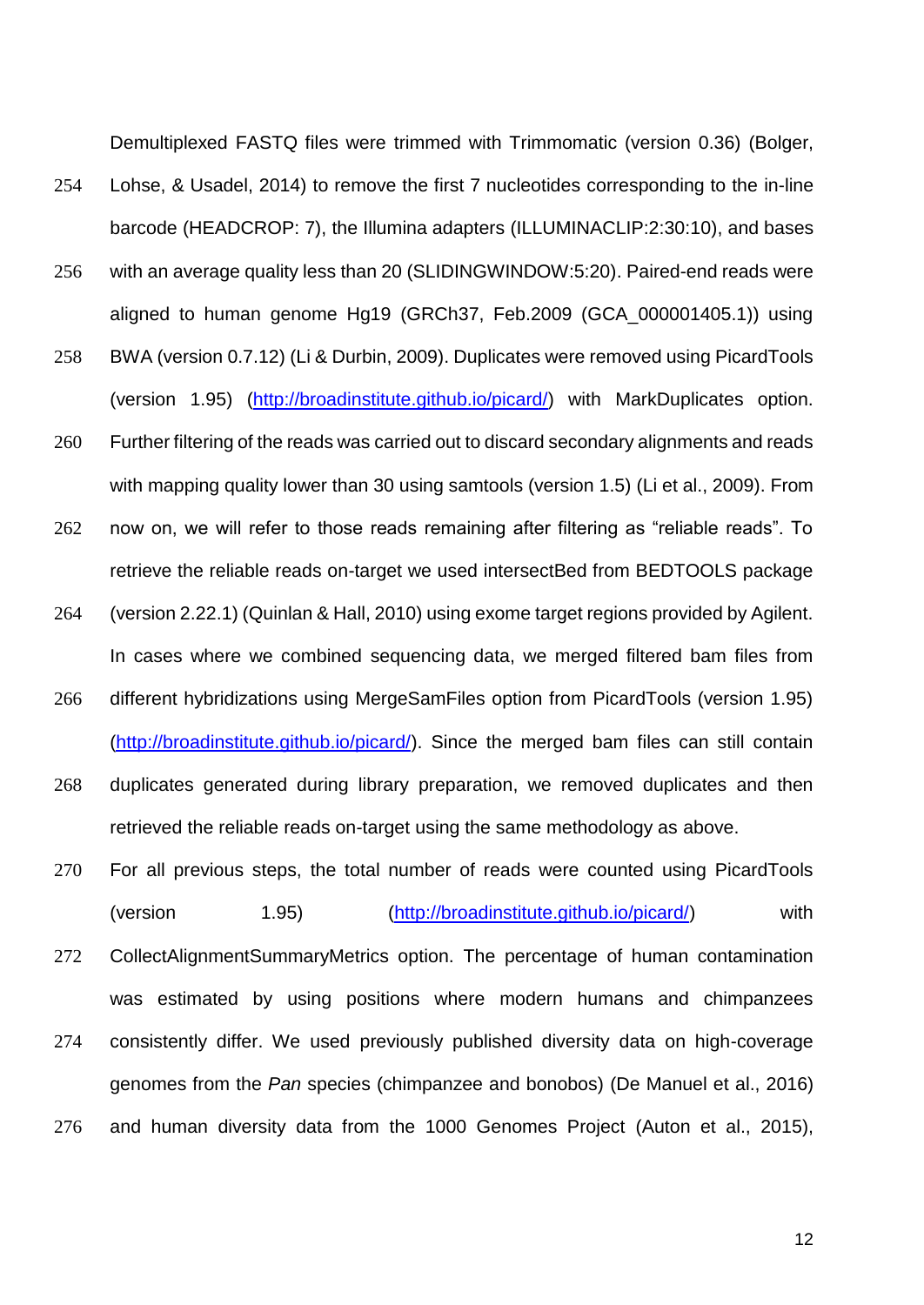Demultiplexed FASTQ files were trimmed with Trimmomatic (version 0.36) (Bolger, Lohse, & Usadel, 2014) to remove the first 7 nucleotides corresponding to the in-line barcode (HEADCROP: 7), the Illumina adapters (ILLUMINACLIP:2:30:10), and bases with an average quality less than 20 (SLIDINGWINDOW:5:20). Paired-end reads were aligned to human genome Hg19 (GRCh37, Feb.2009 (GCA_000001405.1)) using BWA (version 0.7.12) (Li & Durbin, 2009). Duplicates were removed using PicardTools (version 1.95) (http://broadinstitute.github.io/picard/) with MarkDuplicates option. Further filtering of the reads was carried out to discard secondary alignments and reads with mapping quality lower than 30 using samtools (version 1.5) (Li et al., 2009). From now on, we will refer to those reads remaining after filtering as "reliable reads". To retrieve the reliable reads on-target we used intersectBed from BEDTOOLS package (version 2.22.1) (Quinlan & Hall, 2010) using exome target regions provided by Agilent. In cases where we combined sequencing data, we merged filtered bam files from different hybridizations using MergeSamFiles option from PicardTools (version 1.95) (http://broadinstitute.github.io/picard/). Since the merged bam files can still contain duplicates generated during library preparation, we removed duplicates and then retrieved the reliable reads on-target using the same methodology as above.

For all previous steps, the total number of reads were counted using PicardTools (version 1.95) (http://broadinstitute.github.io/picard/) with CollectAlignmentSummaryMetrics option. The percentage of human contamination was estimated by using positions where modern humans and chimpanzees consistently differ. We used previously published diversity data on high-coverage genomes from the *Pan* species (chimpanzee and bonobos) (De Manuel et al., 2016) and human diversity data from the 1000 Genomes Project (Auton et al., 2015),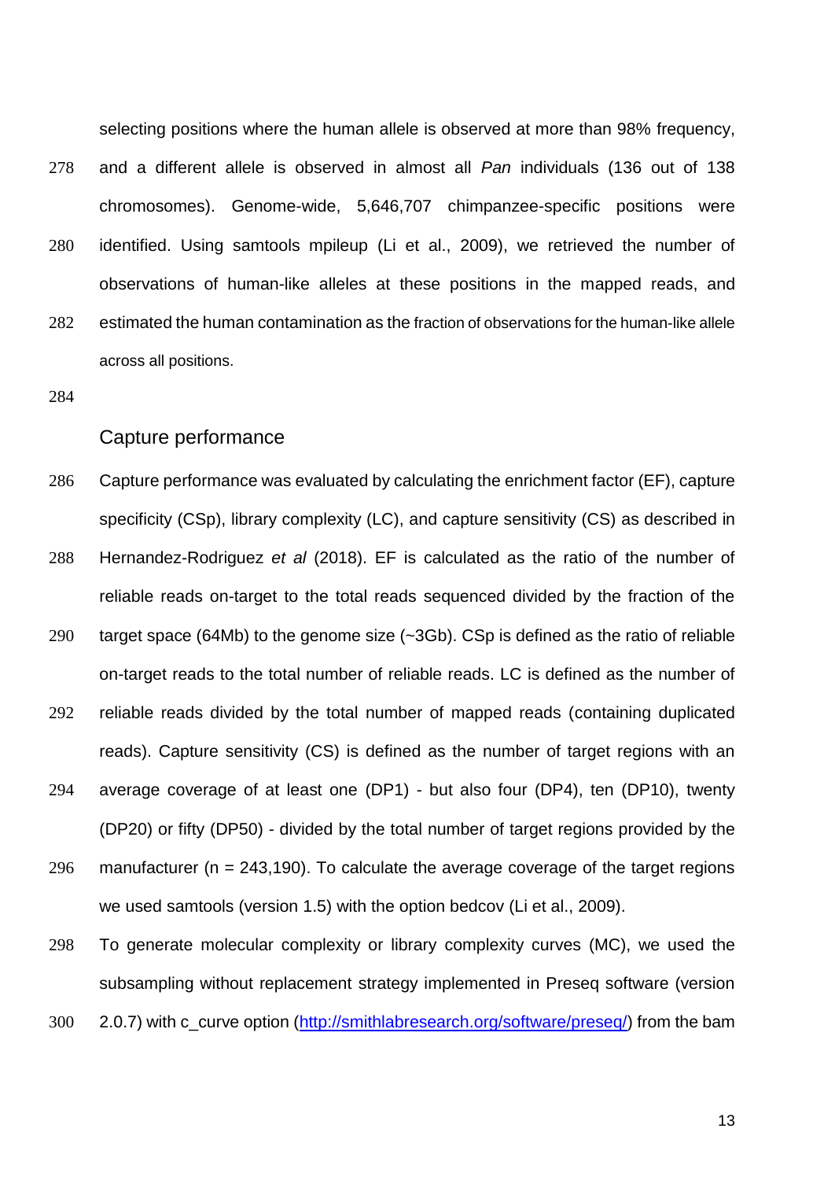selecting positions where the human allele is observed at more than 98% frequency, and a different allele is observed in almost all *Pan* individuals (136 out of 138 chromosomes). Genome-wide, 5,646,707 chimpanzee-specific positions were identified. Using samtools mpileup (Li et al., 2009), we retrieved the number of observations of human-like alleles at these positions in the mapped reads, and estimated the human contamination as the fraction of observations for the human-like allele across all positions.

## Capture performance

Capture performance was evaluated by calculating the enrichment factor (EF), capture specificity (CSp), library complexity (LC), and capture sensitivity (CS) as described in Hernandez-Rodriguez *et al* (2018). EF is calculated as the ratio of the number of reliable reads on-target to the total reads sequenced divided by the fraction of the target space (64Mb) to the genome size (~3Gb). CSp is defined as the ratio of reliable on-target reads to the total number of reliable reads. LC is defined as the number of reliable reads divided by the total number of mapped reads (containing duplicated reads). Capture sensitivity (CS) is defined as the number of target regions with an average coverage of at least one (DP1) - but also four (DP4), ten (DP10), twenty (DP20) or fifty (DP50) - divided by the total number of target regions provided by the manufacturer (n = 243,190). To calculate the average coverage of the target regions we used samtools (version 1.5) with the option bedcov (Li et al., 2009).

To generate molecular complexity or library complexity curves (MC), we used the subsampling without replacement strategy implemented in Preseq software (version 2.0.7) with c_curve option (http://smithlabresearch.org/software/preseq/) from the bam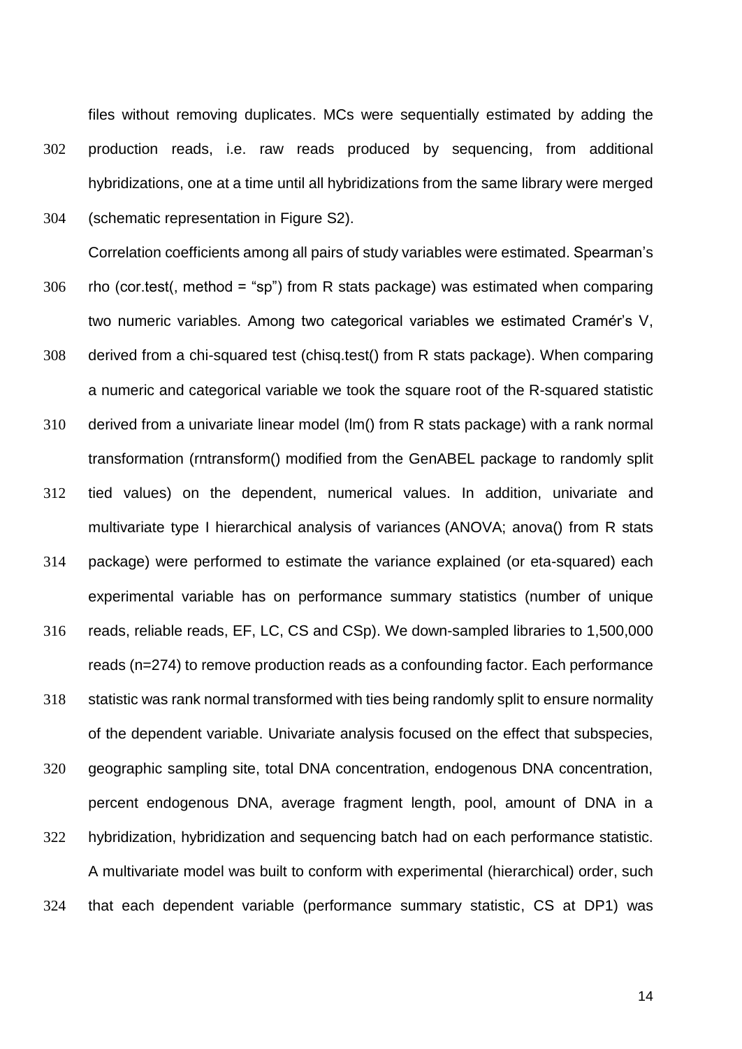files without removing duplicates. MCs were sequentially estimated by adding the production reads, i.e. raw reads produced by sequencing, from additional hybridizations, one at a time until all hybridizations from the same library were merged (schematic representation in Figure S2).

Correlation coefficients among all pairs of study variables were estimated. Spearman's rho (cor.test(, method = "sp") from R stats package) was estimated when comparing two numeric variables. Among two categorical variables we estimated Cramér's V, derived from a chi-squared test (chisq.test() from R stats package). When comparing a numeric and categorical variable we took the square root of the R-squared statistic derived from a univariate linear model (lm() from R stats package) with a rank normal transformation (rntransform() modified from the GenABEL package to randomly split tied values) on the dependent, numerical values. In addition, univariate and multivariate type I hierarchical analysis of variances (ANOVA; anova() from R stats package) were performed to estimate the variance explained (or eta-squared) each experimental variable has on performance summary statistics (number of unique reads, reliable reads, EF, LC, CS and CSp). We down-sampled libraries to 1,500,000 reads (n=274) to remove production reads as a confounding factor. Each performance statistic was rank normal transformed with ties being randomly split to ensure normality of the dependent variable. Univariate analysis focused on the effect that subspecies, geographic sampling site, total DNA concentration, endogenous DNA concentration, percent endogenous DNA, average fragment length, pool, amount of DNA in a hybridization, hybridization and sequencing batch had on each performance statistic. A multivariate model was built to conform with experimental (hierarchical) order, such that each dependent variable (performance summary statistic, CS at DP1) was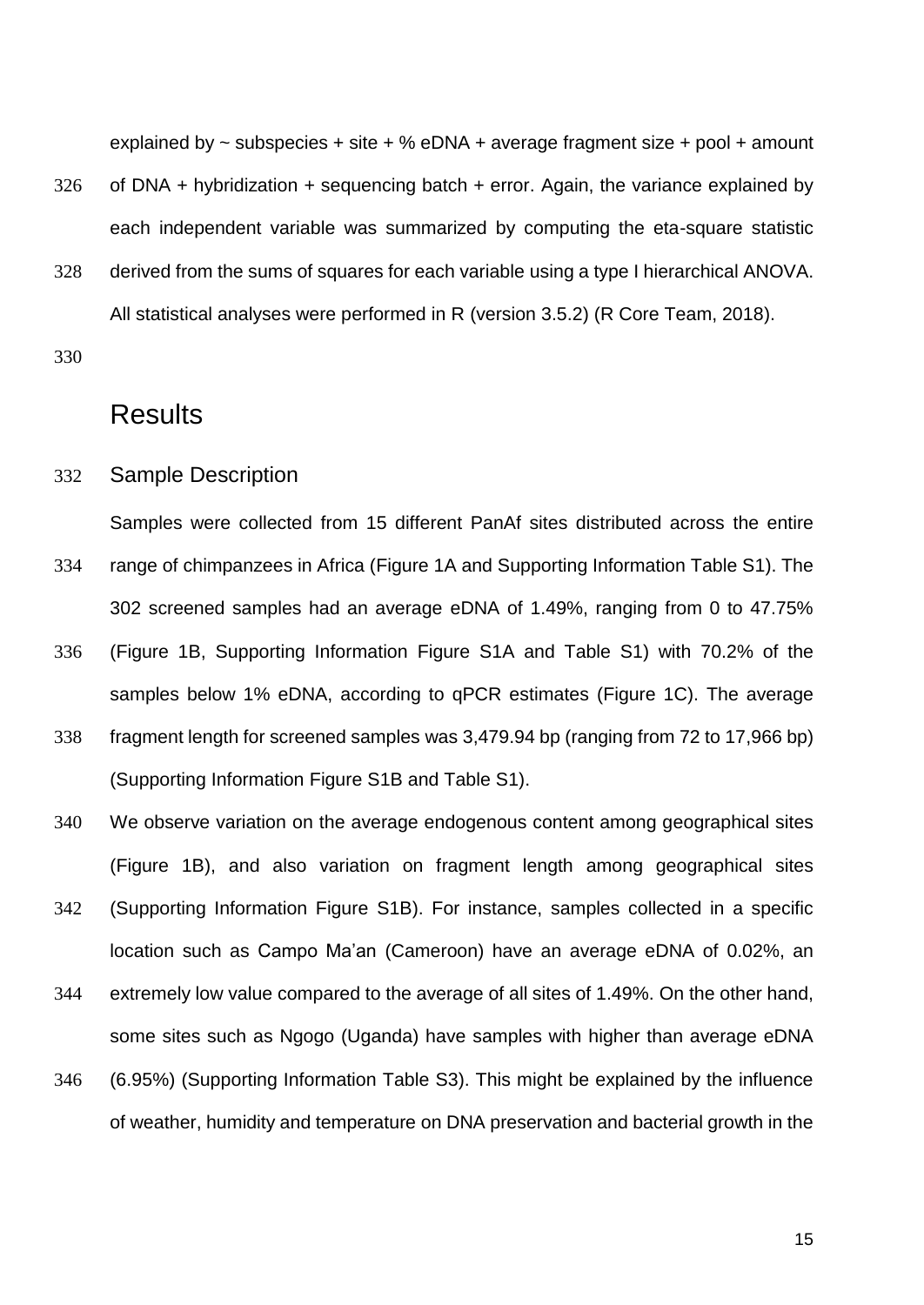explained by ~ subspecies + site + % eDNA + average fragment size + pool + amount of DNA + hybridization + sequencing batch + error. Again, the variance explained by each independent variable was summarized by computing the eta-square statistic derived from the sums of squares for each variable using a type I hierarchical ANOVA. All statistical analyses were performed in R (version 3.5.2) (R Core Team, 2018).

# Results

## Sample Description

Samples were collected from 15 different PanAf sites distributed across the entire range of chimpanzees in Africa (Figure 1A and Supporting Information Table S1). The 302 screened samples had an average eDNA of 1.49%, ranging from 0 to 47.75% (Figure 1B, Supporting Information Figure S1A and Table S1) with 70.2% of the samples below 1% eDNA, according to qPCR estimates (Figure 1C). The average fragment length for screened samples was 3,479.94 bp (ranging from 72 to 17,966 bp) (Supporting Information Figure S1B and Table S1).

We observe variation on the average endogenous content among geographical sites (Figure 1B), and also variation on fragment length among geographical sites (Supporting Information Figure S1B). For instance, samples collected in a specific location such as Campo Ma'an (Cameroon) have an average eDNA of 0.02%, an extremely low value compared to the average of all sites of 1.49%. On the other hand, some sites such as Ngogo (Uganda) have samples with higher than average eDNA (6.95%) (Supporting Information Table S3). This might be explained by the influence of weather, humidity and temperature on DNA preservation and bacterial growth in the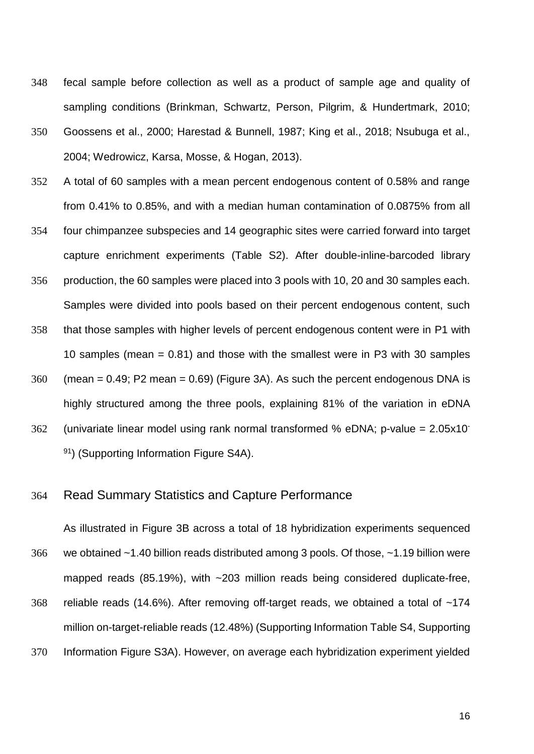fecal sample before collection as well as a product of sample age and quality of sampling conditions (Brinkman, Schwartz, Person, Pilgrim, & Hundertmark, 2010; Goossens et al., 2000; Harestad & Bunnell, 1987; King et al., 2018; Nsubuga et al., 2004; Wedrowicz, Karsa, Mosse, & Hogan, 2013).

A total of 60 samples with a mean percent endogenous content of 0.58% and range from 0.41% to 0.85%, and with a median human contamination of 0.0875% from all four chimpanzee subspecies and 14 geographic sites were carried forward into target capture enrichment experiments (Table S2). After double-inline-barcoded library production, the 60 samples were placed into 3 pools with 10, 20 and 30 samples each. Samples were divided into pools based on their percent endogenous content, such that those samples with higher levels of percent endogenous content were in P1 with 10 samples (mean = 0.81) and those with the smallest were in P3 with 30 samples (mean = 0.49; P2 mean = 0.69) (Figure 3A). As such the percent endogenous DNA is highly structured among the three pools, explaining 81% of the variation in eDNA (univariate linear model using rank normal transformed % eDNA; p-value = $2.05 \times 10^{-91}$) (Supporting Information Figure S4A).

## Read Summary Statistics and Capture Performance

As illustrated in Figure 3B across a total of 18 hybridization experiments sequenced we obtained ~1.40 billion reads distributed among 3 pools. Of those, ~1.19 billion were mapped reads (85.19%), with ~203 million reads being considered duplicate-free, reliable reads (14.6%). After removing off-target reads, we obtained a total of ~174 million on-target-reliable reads (12.48%) (Supporting Information Table S4, Supporting Information Figure S3A). However, on average each hybridization experiment yielded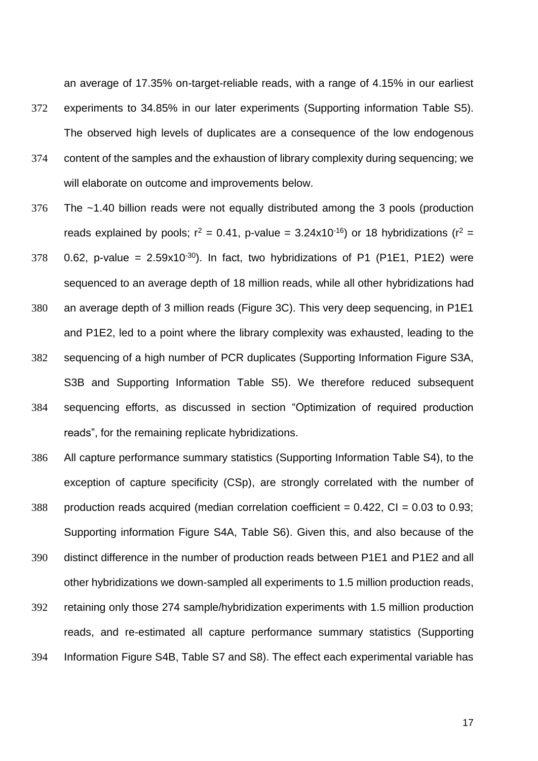an average of 17.35% on-target-reliable reads, with a range of 4.15% in our earliest experiments to 34.85% in our later experiments (Supporting information Table S5). The observed high levels of duplicates are a consequence of the low endogenous content of the samples and the exhaustion of library complexity during sequencing; we will elaborate on outcome and improvements below.

The ~1.40 billion reads were not equally distributed among the 3 pools (production reads explained by pools; $r^2 = 0.41$, p-value = $3.24 \times 10^{-16}$) or 18 hybridizations ($r^2 = 0.62$, p-value = $2.59 \times 10^{-30}$). In fact, two hybridizations of P1 (P1E1, P1E2) were sequenced to an average depth of 18 million reads, while all other hybridizations had an average depth of 3 million reads (Figure 3C). This very deep sequencing, in P1E1 and P1E2, led to a point where the library complexity was exhausted, leading to the sequencing of a high number of PCR duplicates (Supporting Information Figure S3A, S3B and Supporting Information Table S5). We therefore reduced subsequent sequencing efforts, as discussed in section "Optimization of required production reads", for the remaining replicate hybridizations.

All capture performance summary statistics (Supporting Information Table S4), to the exception of capture specificity (CSp), are strongly correlated with the number of production reads acquired (median correlation coefficient = 0.422, CI = 0.03 to 0.93; Supporting information Figure S4A, Table S6). Given this, and also because of the distinct difference in the number of production reads between P1E1 and P1E2 and all other hybridizations we down-sampled all experiments to 1.5 million production reads, retaining only those 274 sample/hybridization experiments with 1.5 million production reads, and re-estimated all capture performance summary statistics (Supporting Information Figure S4B, Table S7 and S8). The effect each experimental variable has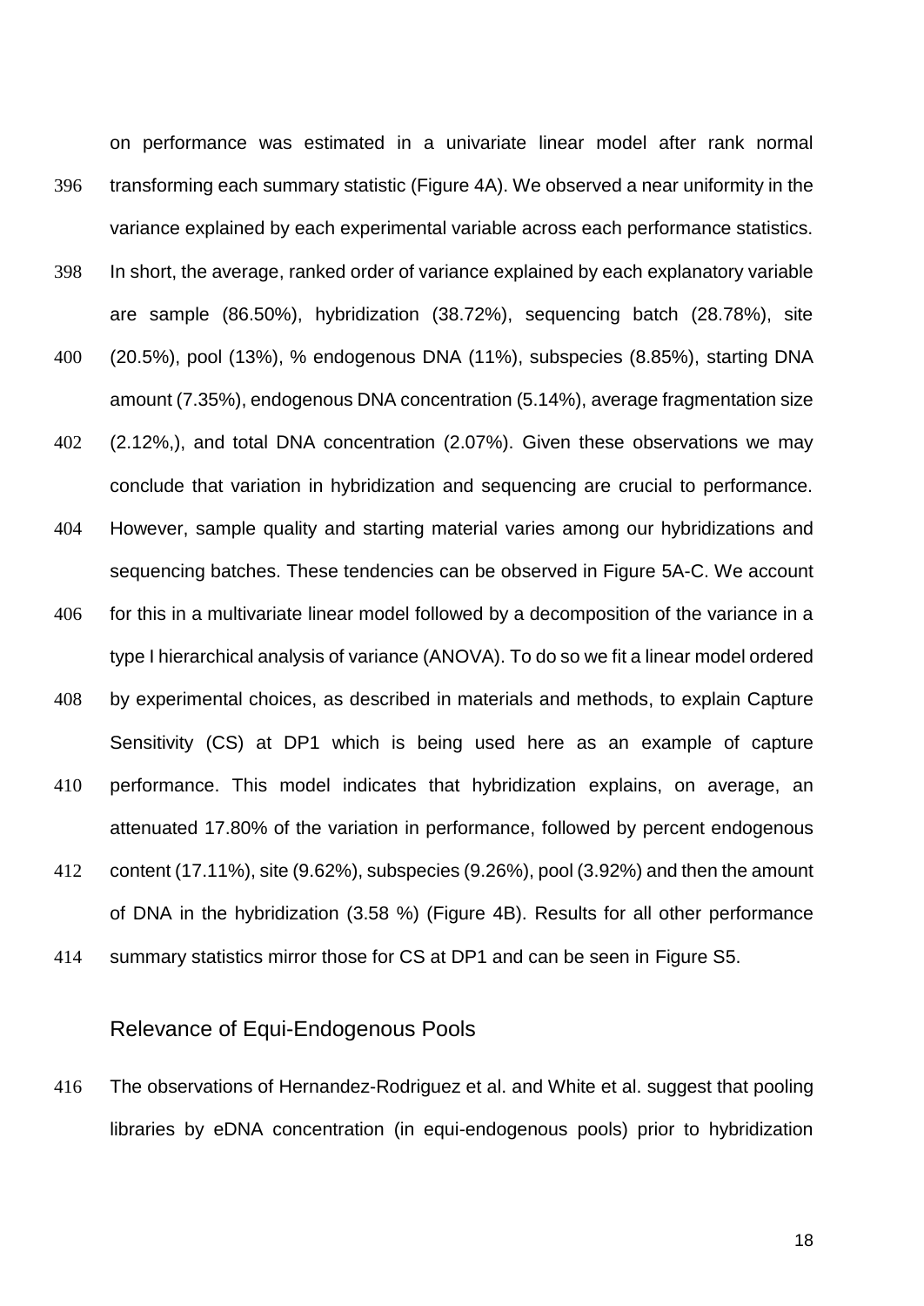on performance was estimated in a univariate linear model after rank normal transforming each summary statistic (Figure 4A). We observed a near uniformity in the variance explained by each experimental variable across each performance statistics. In short, the average, ranked order of variance explained by each explanatory variable are sample (86.50%), hybridization (38.72%), sequencing batch (28.78%), site (20.5%), pool (13%), % endogenous DNA (11%), subspecies (8.85%), starting DNA amount (7.35%), endogenous DNA concentration (5.14%), average fragmentation size (2.12%,), and total DNA concentration (2.07%). Given these observations we may conclude that variation in hybridization and sequencing are crucial to performance. However, sample quality and starting material varies among our hybridizations and sequencing batches. These tendencies can be observed in Figure 5A-C. We account for this in a multivariate linear model followed by a decomposition of the variance in a type I hierarchical analysis of variance (ANOVA). To do so we fit a linear model ordered by experimental choices, as described in materials and methods, to explain Capture Sensitivity (CS) at DP1 which is being used here as an example of capture performance. This model indicates that hybridization explains, on average, an attenuated 17.80% of the variation in performance, followed by percent endogenous content (17.11%), site (9.62%), subspecies (9.26%), pool (3.92%) and then the amount of DNA in the hybridization (3.58 %) (Figure 4B). Results for all other performance summary statistics mirror those for CS at DP1 and can be seen in Figure S5.

## Relevance of Equi-Endogenous Pools

The observations of Hernandez-Rodriguez et al. and White et al. suggest that pooling libraries by eDNA concentration (in equi-endogenous pools) prior to hybridization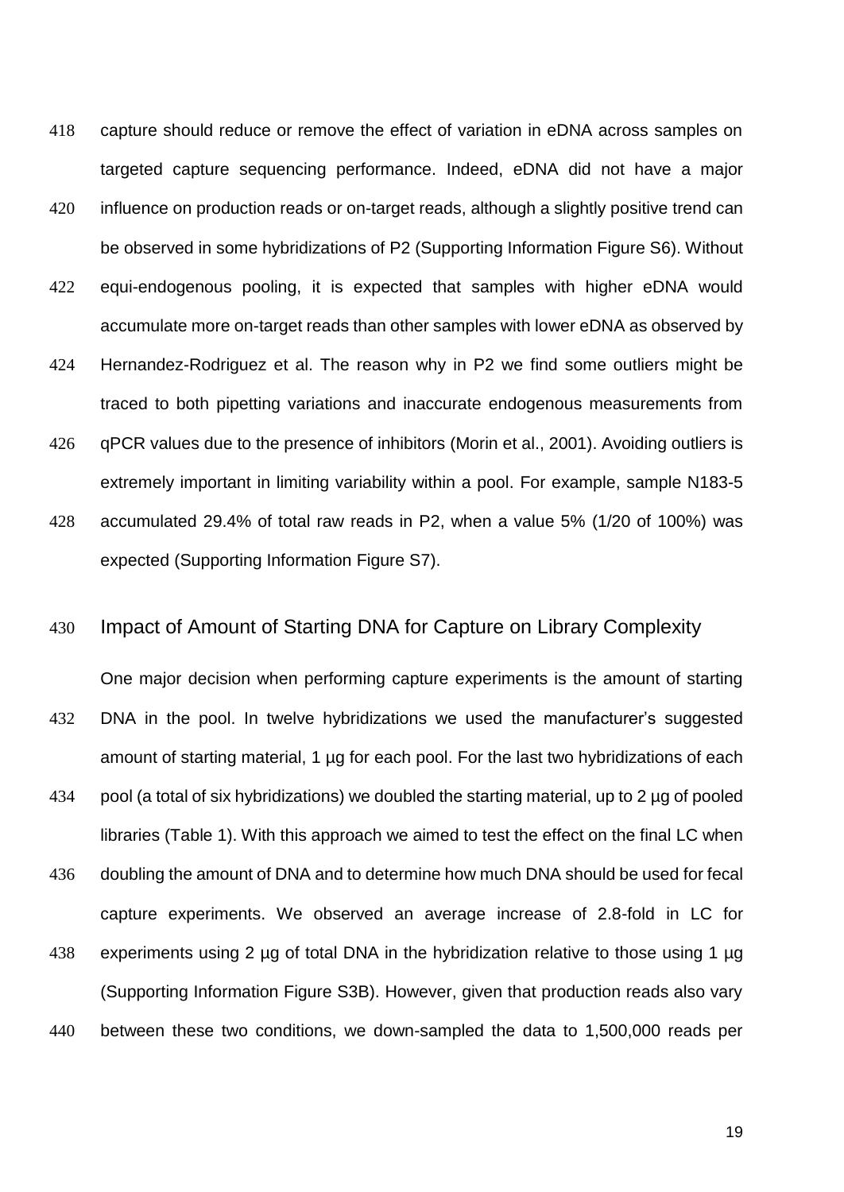capture should reduce or remove the effect of variation in eDNA across samples on targeted capture sequencing performance. Indeed, eDNA did not have a major influence on production reads or on-target reads, although a slightly positive trend can be observed in some hybridizations of P2 (Supporting Information Figure S6). Without equi-endogenous pooling, it is expected that samples with higher eDNA would accumulate more on-target reads than other samples with lower eDNA as observed by Hernandez-Rodriguez et al. The reason why in P2 we find some outliers might be traced to both pipetting variations and inaccurate endogenous measurements from qPCR values due to the presence of inhibitors (Morin et al., 2001). Avoiding outliers is extremely important in limiting variability within a pool. For example, sample N183-5 accumulated 29.4% of total raw reads in P2, when a value 5% (1/20 of 100%) was expected (Supporting Information Figure S7).

## Impact of Amount of Starting DNA for Capture on Library Complexity

One major decision when performing capture experiments is the amount of starting DNA in the pool. In twelve hybridizations we used the manufacturer's suggested amount of starting material, 1 µg for each pool. For the last two hybridizations of each pool (a total of six hybridizations) we doubled the starting material, up to 2 µg of pooled libraries (Table 1). With this approach we aimed to test the effect on the final LC when doubling the amount of DNA and to determine how much DNA should be used for fecal capture experiments. We observed an average increase of 2.8-fold in LC for experiments using 2 µg of total DNA in the hybridization relative to those using 1 µg (Supporting Information Figure S3B). However, given that production reads also vary between these two conditions, we down-sampled the data to 1,500,000 reads per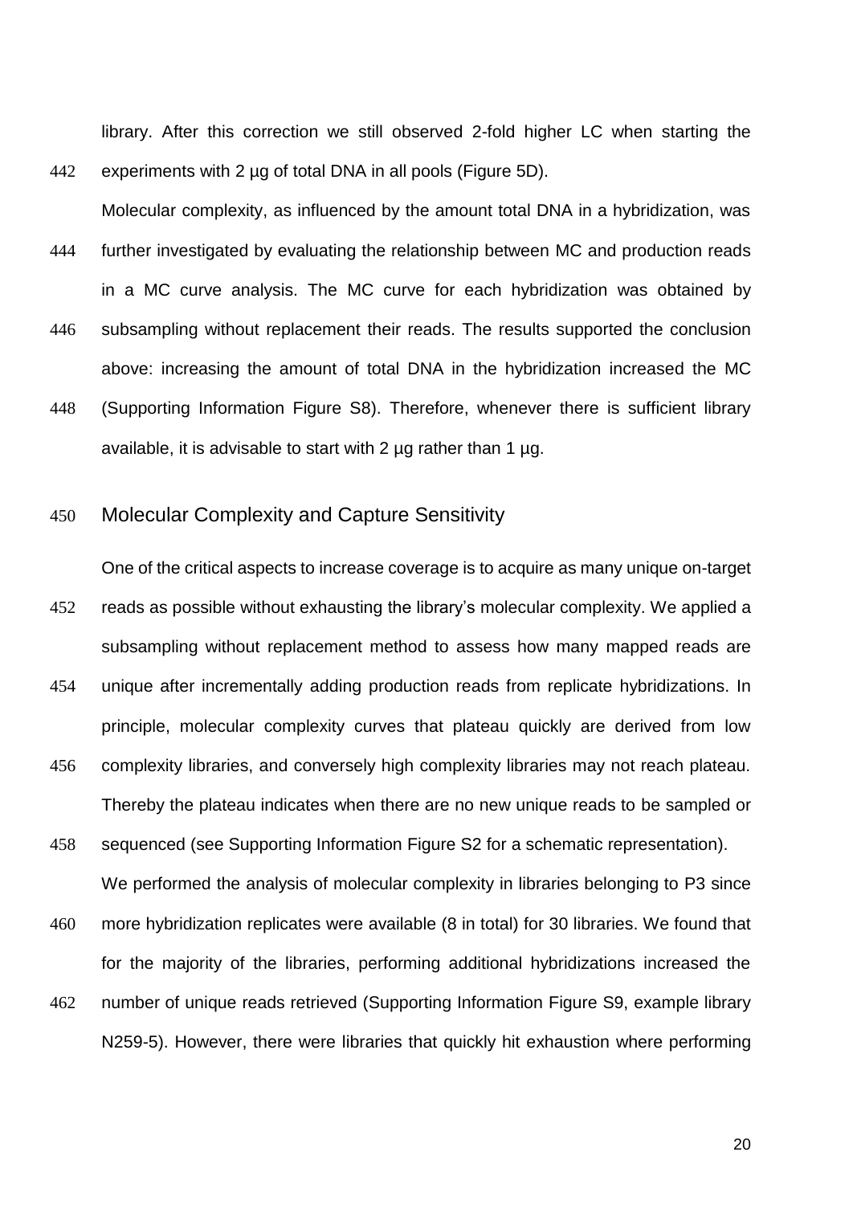library. After this correction we still observed 2-fold higher LC when starting the experiments with 2 µg of total DNA in all pools (Figure 5D).

Molecular complexity, as influenced by the amount total DNA in a hybridization, was further investigated by evaluating the relationship between MC and production reads in a MC curve analysis. The MC curve for each hybridization was obtained by subsampling without replacement their reads. The results supported the conclusion above: increasing the amount of total DNA in the hybridization increased the MC (Supporting Information Figure S8). Therefore, whenever there is sufficient library available, it is advisable to start with 2 µg rather than 1 µg.

## Molecular Complexity and Capture Sensitivity

One of the critical aspects to increase coverage is to acquire as many unique on-target reads as possible without exhausting the library's molecular complexity. We applied a subsampling without replacement method to assess how many mapped reads are unique after incrementally adding production reads from replicate hybridizations. In principle, molecular complexity curves that plateau quickly are derived from low complexity libraries, and conversely high complexity libraries may not reach plateau. Thereby the plateau indicates when there are no new unique reads to be sampled or sequenced (see Supporting Information Figure S2 for a schematic representation).

We performed the analysis of molecular complexity in libraries belonging to P3 since more hybridization replicates were available (8 in total) for 30 libraries. We found that for the majority of the libraries, performing additional hybridizations increased the number of unique reads retrieved (Supporting Information Figure S9, example library N259-5). However, there were libraries that quickly hit exhaustion where performing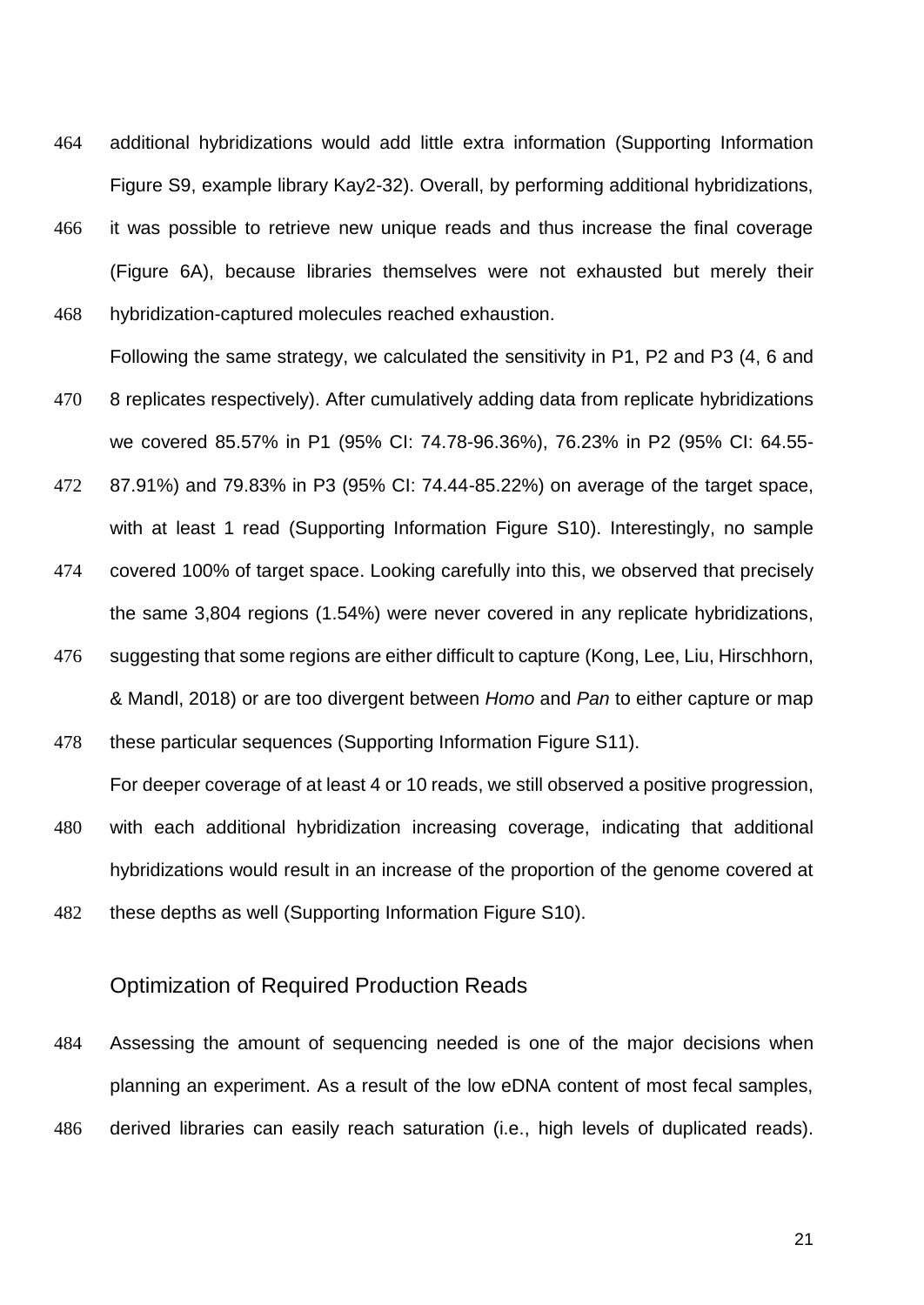additional hybridizations would add little extra information (Supporting Information Figure S9, example library Kay2-32). Overall, by performing additional hybridizations, it was possible to retrieve new unique reads and thus increase the final coverage (Figure 6A), because libraries themselves were not exhausted but merely their hybridization-captured molecules reached exhaustion.

Following the same strategy, we calculated the sensitivity in P1, P2 and P3 (4, 6 and 8 replicates respectively). After cumulatively adding data from replicate hybridizations we covered 85.57% in P1 (95% CI: 74.78-96.36%), 76.23% in P2 (95% CI: 64.55-87.91%) and 79.83% in P3 (95% CI: 74.44-85.22%) on average of the target space, with at least 1 read (Supporting Information Figure S10). Interestingly, no sample covered 100% of target space. Looking carefully into this, we observed that precisely the same 3,804 regions (1.54%) were never covered in any replicate hybridizations, suggesting that some regions are either difficult to capture (Kong, Lee, Liu, Hirschhorn, & Mandl, 2018) or are too divergent between *Homo* and *Pan* to either capture or map these particular sequences (Supporting Information Figure S11).

For deeper coverage of at least 4 or 10 reads, we still observed a positive progression, with each additional hybridization increasing coverage, indicating that additional hybridizations would result in an increase of the proportion of the genome covered at these depths as well (Supporting Information Figure S10).

## Optimization of Required Production Reads

Assessing the amount of sequencing needed is one of the major decisions when planning an experiment. As a result of the low eDNA content of most fecal samples, derived libraries can easily reach saturation (i.e., high levels of duplicated reads).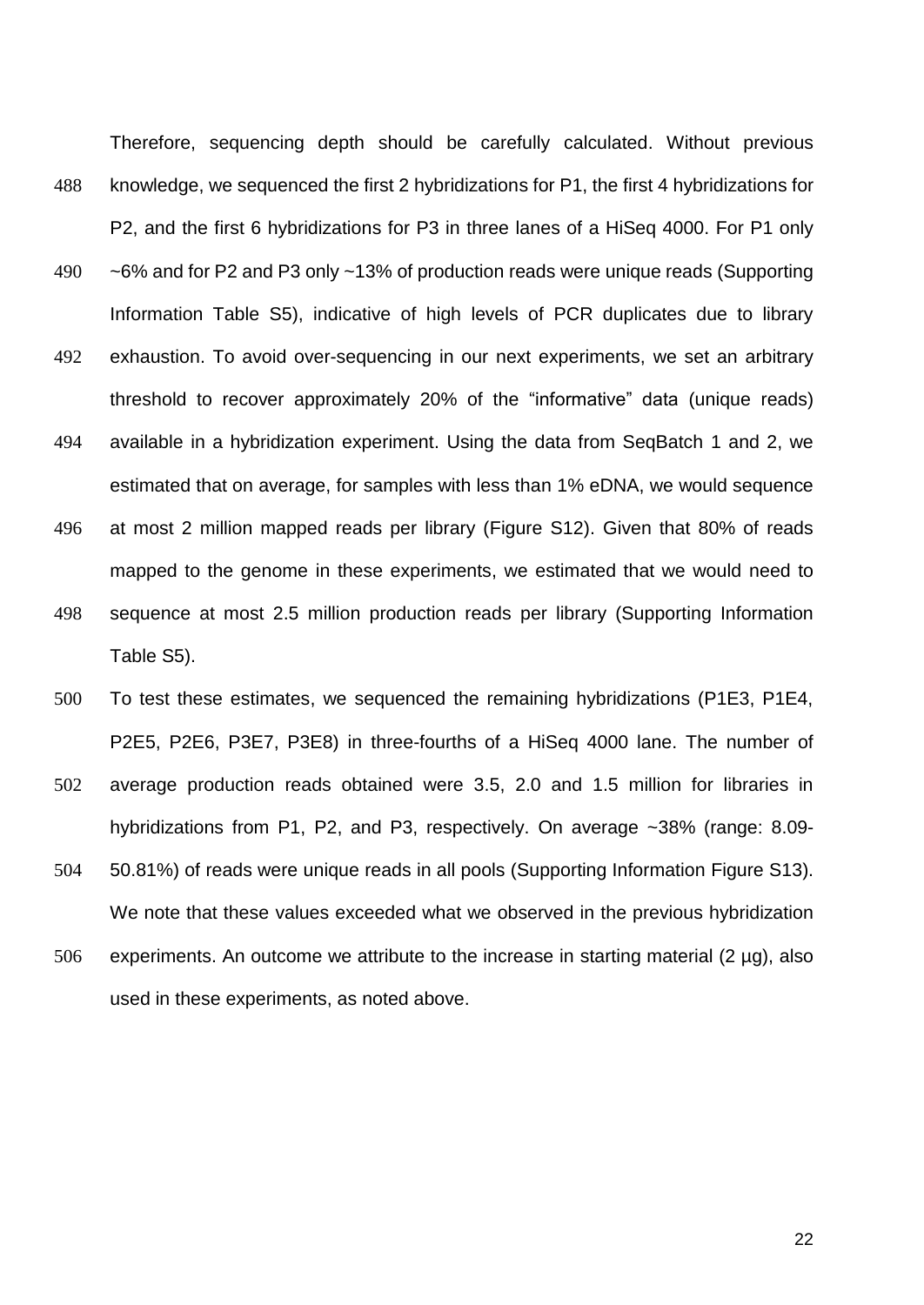Therefore, sequencing depth should be carefully calculated. Without previous knowledge, we sequenced the first 2 hybridizations for P1, the first 4 hybridizations for P2, and the first 6 hybridizations for P3 in three lanes of a HiSeq 4000. For P1 only ~6% and for P2 and P3 only ~13% of production reads were unique reads (Supporting Information Table S5), indicative of high levels of PCR duplicates due to library exhaustion. To avoid over-sequencing in our next experiments, we set an arbitrary threshold to recover approximately 20% of the "informative" data (unique reads) available in a hybridization experiment. Using the data from SeqBatch 1 and 2, we estimated that on average, for samples with less than 1% eDNA, we would sequence at most 2 million mapped reads per library (Figure S12). Given that 80% of reads mapped to the genome in these experiments, we estimated that we would need to sequence at most 2.5 million production reads per library (Supporting Information Table S5).

To test these estimates, we sequenced the remaining hybridizations (P1E3, P1E4, P2E5, P2E6, P3E7, P3E8) in three-fourths of a HiSeq 4000 lane. The number of average production reads obtained were 3.5, 2.0 and 1.5 million for libraries in hybridizations from P1, P2, and P3, respectively. On average ~38% (range: 8.09-50.81%) of reads were unique reads in all pools (Supporting Information Figure S13). We note that these values exceeded what we observed in the previous hybridization experiments. An outcome we attribute to the increase in starting material (2 µg), also used in these experiments, as noted above.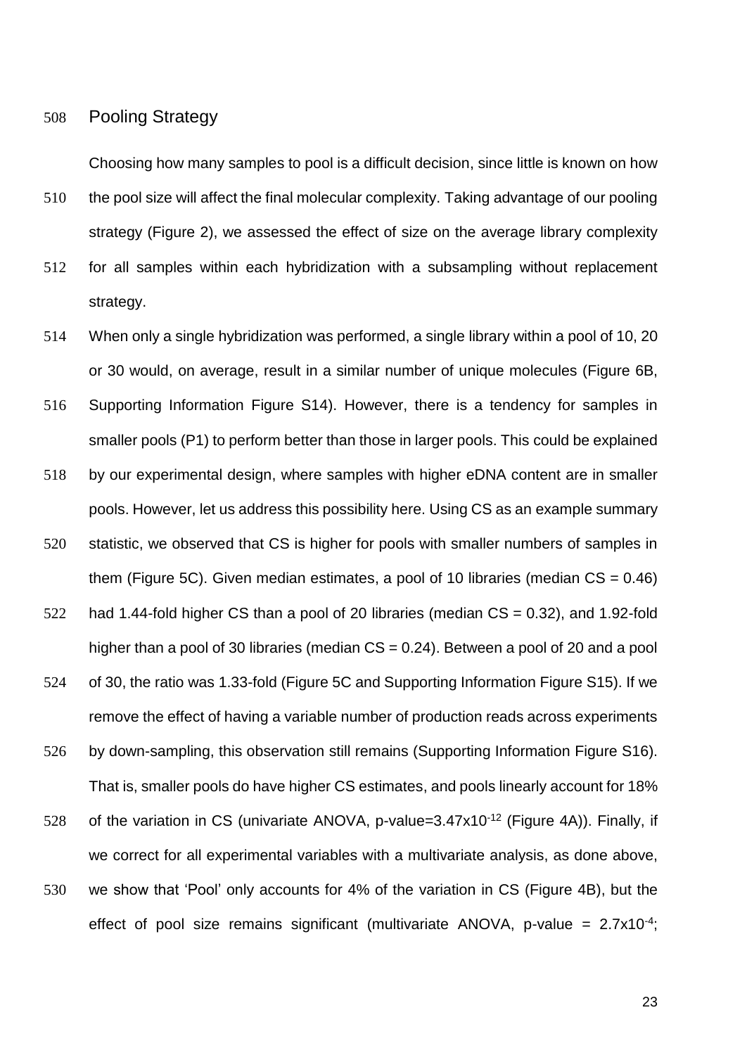## Pooling Strategy

Choosing how many samples to pool is a difficult decision, since little is known on how the pool size will affect the final molecular complexity. Taking advantage of our pooling strategy (Figure 2), we assessed the effect of size on the average library complexity for all samples within each hybridization with a subsampling without replacement strategy.

When only a single hybridization was performed, a single library within a pool of 10, 20 or 30 would, on average, result in a similar number of unique molecules (Figure 6B, Supporting Information Figure S14). However, there is a tendency for samples in smaller pools (P1) to perform better than those in larger pools. This could be explained by our experimental design, where samples with higher eDNA content are in smaller pools. However, let us address this possibility here. Using CS as an example summary statistic, we observed that CS is higher for pools with smaller numbers of samples in them (Figure 5C). Given median estimates, a pool of 10 libraries (median CS = 0.46) had 1.44-fold higher CS than a pool of 20 libraries (median CS = 0.32), and 1.92-fold higher than a pool of 30 libraries (median CS = 0.24). Between a pool of 20 and a pool of 30, the ratio was 1.33-fold (Figure 5C and Supporting Information Figure S15). If we remove the effect of having a variable number of production reads across experiments by down-sampling, this observation still remains (Supporting Information Figure S16). That is, smaller pools do have higher CS estimates, and pools linearly account for 18% of the variation in CS (univariate ANOVA, p-value=$3.47 \times 10^{-12}$ (Figure 4A)). Finally, if we correct for all experimental variables with a multivariate analysis, as done above, we show that 'Pool' only accounts for 4% of the variation in CS (Figure 4B), but the effect of pool size remains significant (multivariate ANOVA, p-value = $2.7 \times 10^{-4}$;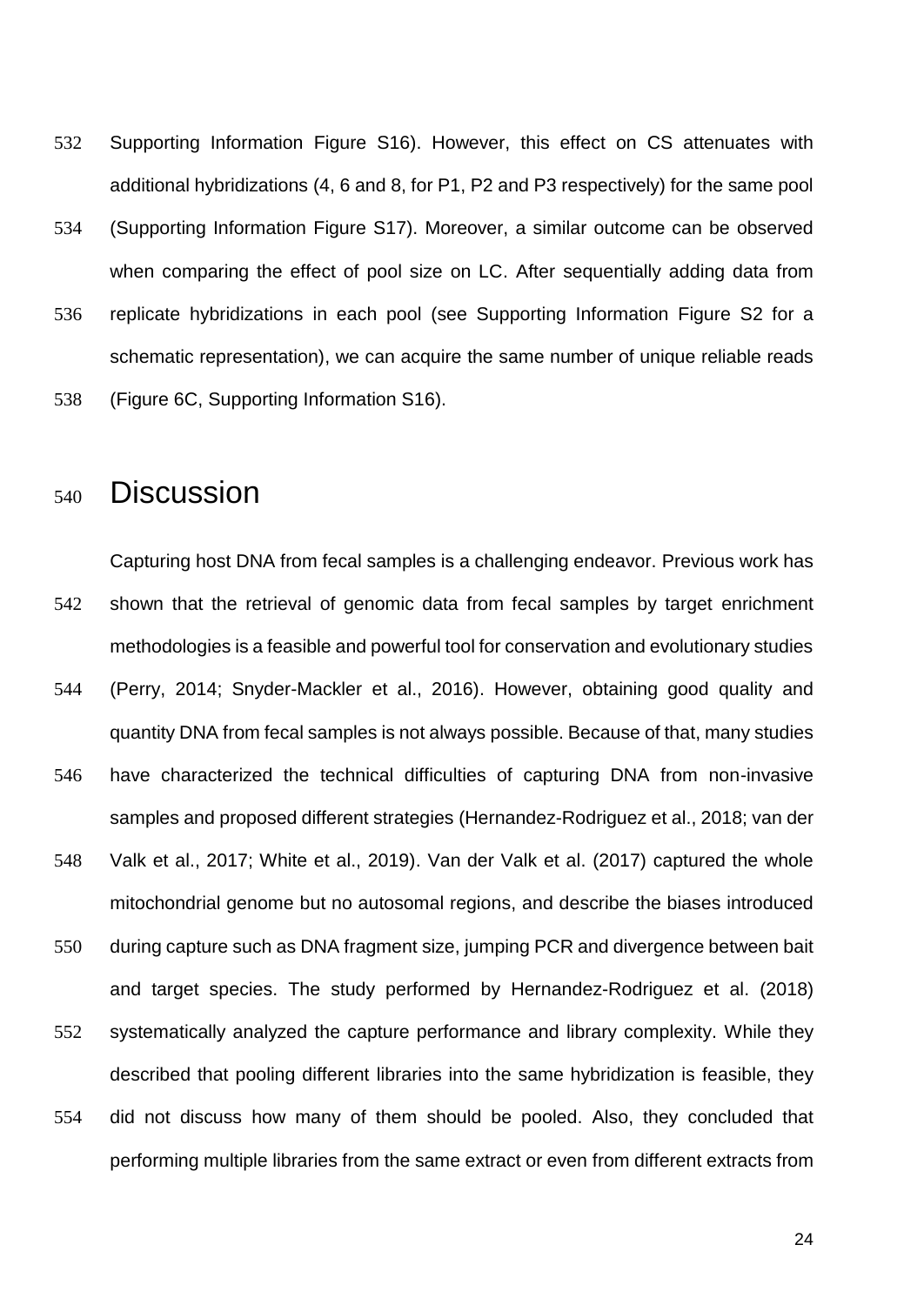Supporting Information Figure S16). However, this effect on CS attenuates with additional hybridizations (4, 6 and 8, for P1, P2 and P3 respectively) for the same pool (Supporting Information Figure S17). Moreover, a similar outcome can be observed when comparing the effect of pool size on LC. After sequentially adding data from replicate hybridizations in each pool (see Supporting Information Figure S2 for a schematic representation), we can acquire the same number of unique reliable reads (Figure 6C, Supporting Information S16).

# Discussion

Capturing host DNA from fecal samples is a challenging endeavor. Previous work has shown that the retrieval of genomic data from fecal samples by target enrichment methodologies is a feasible and powerful tool for conservation and evolutionary studies (Perry, 2014; Snyder-Mackler et al., 2016). However, obtaining good quality and quantity DNA from fecal samples is not always possible. Because of that, many studies have characterized the technical difficulties of capturing DNA from non-invasive samples and proposed different strategies (Hernandez-Rodriguez et al., 2018; van der Valk et al., 2017; White et al., 2019). Van der Valk et al. (2017) captured the whole mitochondrial genome but no autosomal regions, and describe the biases introduced during capture such as DNA fragment size, jumping PCR and divergence between bait and target species. The study performed by Hernandez-Rodriguez et al. (2018) systematically analyzed the capture performance and library complexity. While they described that pooling different libraries into the same hybridization is feasible, they did not discuss how many of them should be pooled. Also, they concluded that performing multiple libraries from the same extract or even from different extracts from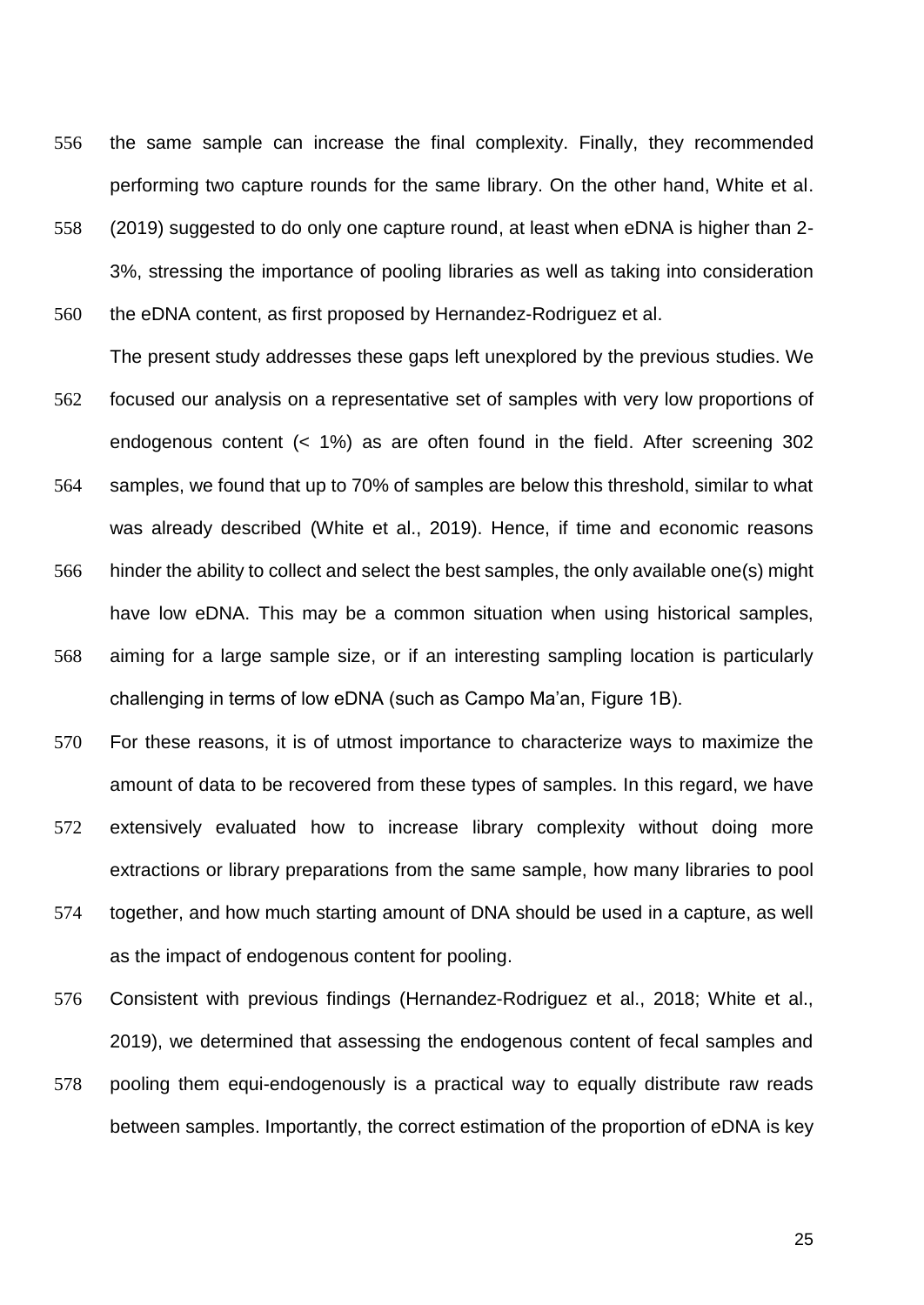the same sample can increase the final complexity. Finally, they recommended performing two capture rounds for the same library. On the other hand, White et al. (2019) suggested to do only one capture round, at least when eDNA is higher than 2-3%, stressing the importance of pooling libraries as well as taking into consideration the eDNA content, as first proposed by Hernandez-Rodriguez et al.

The present study addresses these gaps left unexplored by the previous studies. We focused our analysis on a representative set of samples with very low proportions of endogenous content (< 1%) as are often found in the field. After screening 302 samples, we found that up to 70% of samples are below this threshold, similar to what was already described (White et al., 2019). Hence, if time and economic reasons hinder the ability to collect and select the best samples, the only available one(s) might have low eDNA. This may be a common situation when using historical samples, aiming for a large sample size, or if an interesting sampling location is particularly challenging in terms of low eDNA (such as Campo Ma'an, Figure 1B).

For these reasons, it is of utmost importance to characterize ways to maximize the amount of data to be recovered from these types of samples. In this regard, we have extensively evaluated how to increase library complexity without doing more extractions or library preparations from the same sample, how many libraries to pool together, and how much starting amount of DNA should be used in a capture, as well as the impact of endogenous content for pooling.

Consistent with previous findings (Hernandez-Rodriguez et al., 2018; White et al., 2019), we determined that assessing the endogenous content of fecal samples and pooling them equi-endogenously is a practical way to equally distribute raw reads between samples. Importantly, the correct estimation of the proportion of eDNA is key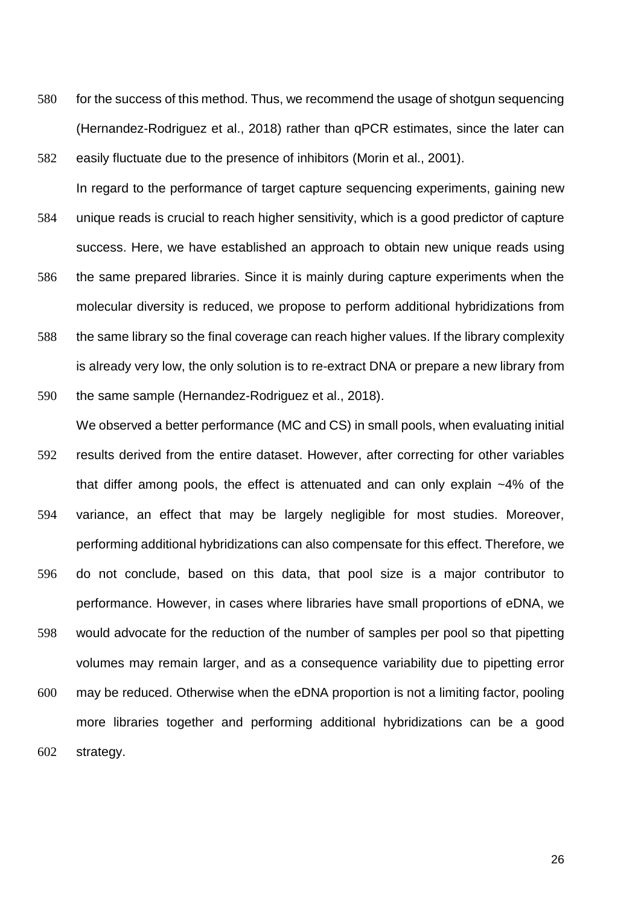for the success of this method. Thus, we recommend the usage of shotgun sequencing (Hernandez-Rodriguez et al., 2018) rather than qPCR estimates, since the later can easily fluctuate due to the presence of inhibitors (Morin et al., 2001).

In regard to the performance of target capture sequencing experiments, gaining new unique reads is crucial to reach higher sensitivity, which is a good predictor of capture success. Here, we have established an approach to obtain new unique reads using the same prepared libraries. Since it is mainly during capture experiments when the molecular diversity is reduced, we propose to perform additional hybridizations from the same library so the final coverage can reach higher values. If the library complexity is already very low, the only solution is to re-extract DNA or prepare a new library from the same sample (Hernandez-Rodriguez et al., 2018).

We observed a better performance (MC and CS) in small pools, when evaluating initial results derived from the entire dataset. However, after correcting for other variables that differ among pools, the effect is attenuated and can only explain ~4% of the variance, an effect that may be largely negligible for most studies. Moreover, performing additional hybridizations can also compensate for this effect. Therefore, we do not conclude, based on this data, that pool size is a major contributor to performance. However, in cases where libraries have small proportions of eDNA, we would advocate for the reduction of the number of samples per pool so that pipetting volumes may remain larger, and as a consequence variability due to pipetting error may be reduced. Otherwise when the eDNA proportion is not a limiting factor, pooling more libraries together and performing additional hybridizations can be a good strategy.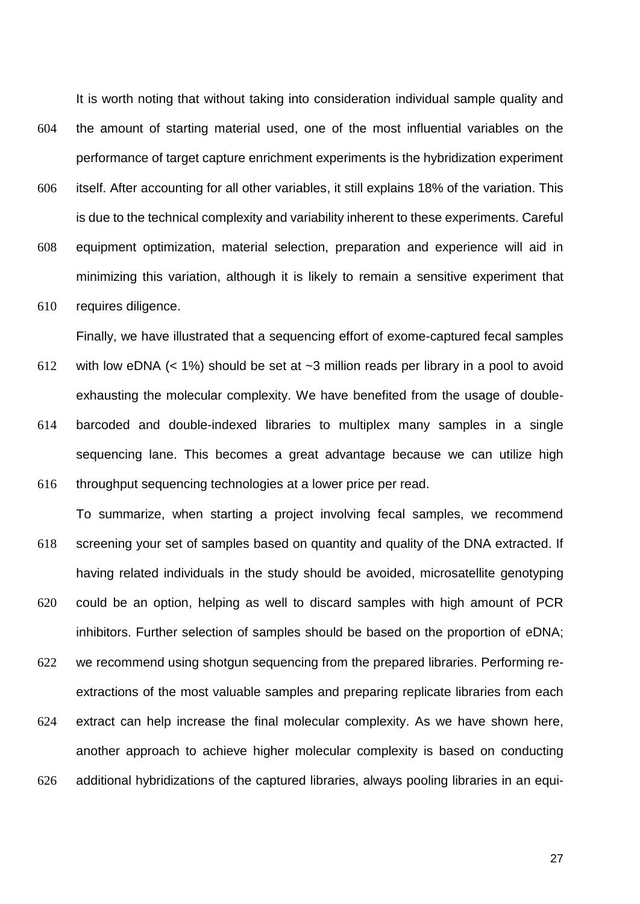It is worth noting that without taking into consideration individual sample quality and the amount of starting material used, one of the most influential variables on the performance of target capture enrichment experiments is the hybridization experiment itself. After accounting for all other variables, it still explains 18% of the variation. This is due to the technical complexity and variability inherent to these experiments. Careful equipment optimization, material selection, preparation and experience will aid in minimizing this variation, although it is likely to remain a sensitive experiment that requires diligence.

Finally, we have illustrated that a sequencing effort of exome-captured fecal samples with low eDNA (< 1%) should be set at ~3 million reads per library in a pool to avoid exhausting the molecular complexity. We have benefited from the usage of double-barcoded and double-indexed libraries to multiplex many samples in a single sequencing lane. This becomes a great advantage because we can utilize high throughput sequencing technologies at a lower price per read.

To summarize, when starting a project involving fecal samples, we recommend screening your set of samples based on quantity and quality of the DNA extracted. If having related individuals in the study should be avoided, microsatellite genotyping could be an option, helping as well to discard samples with high amount of PCR inhibitors. Further selection of samples should be based on the proportion of eDNA; we recommend using shotgun sequencing from the prepared libraries. Performing re-extractions of the most valuable samples and preparing replicate libraries from each extract can help increase the final molecular complexity. As we have shown here, another approach to achieve higher molecular complexity is based on conducting additional hybridizations of the captured libraries, always pooling libraries in an equi-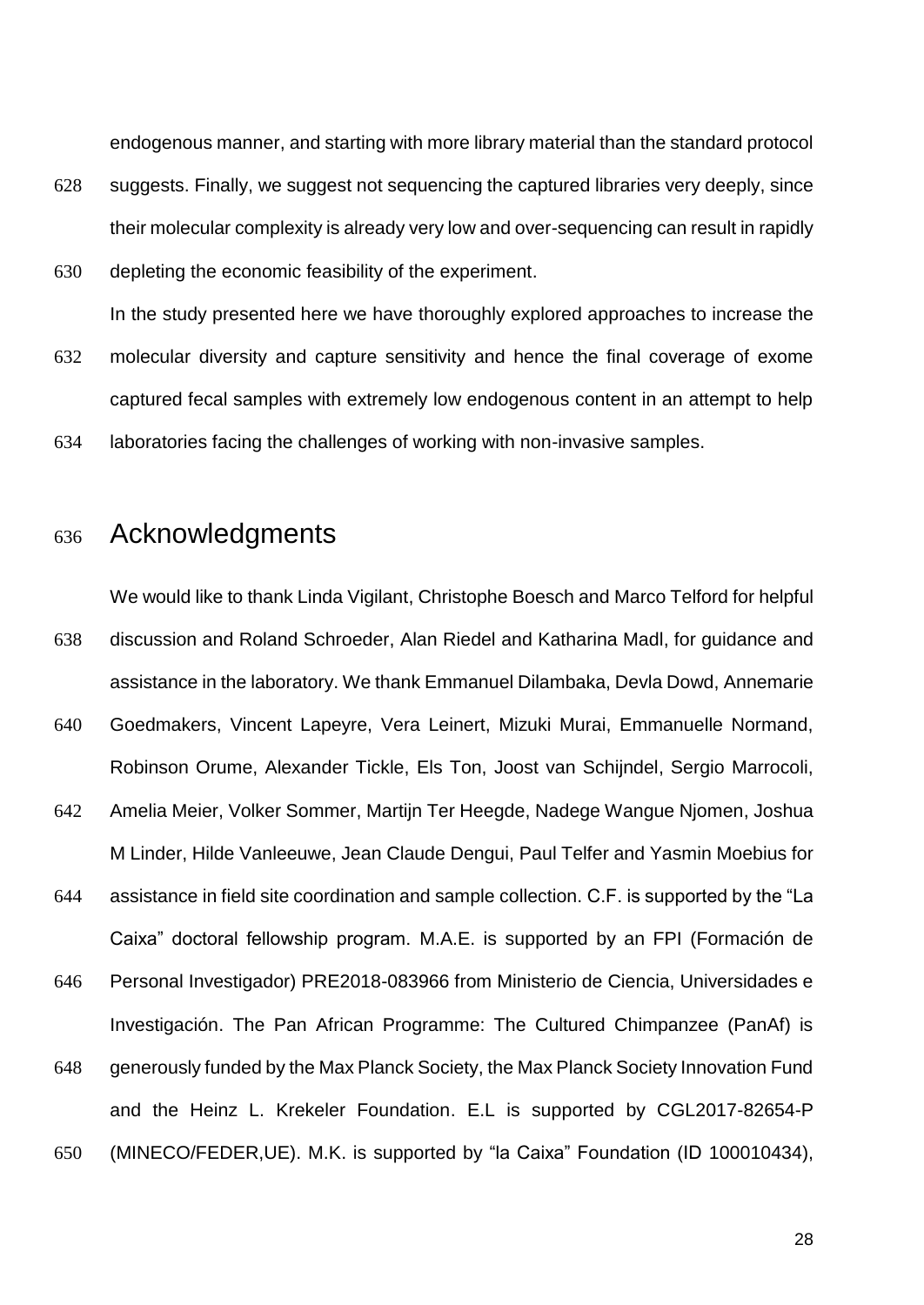endogenous manner, and starting with more library material than the standard protocol suggests. Finally, we suggest not sequencing the captured libraries very deeply, since their molecular complexity is already very low and over-sequencing can result in rapidly depleting the economic feasibility of the experiment.

In the study presented here we have thoroughly explored approaches to increase the molecular diversity and capture sensitivity and hence the final coverage of exome captured fecal samples with extremely low endogenous content in an attempt to help laboratories facing the challenges of working with non-invasive samples.

## Acknowledgments

We would like to thank Linda Vigilant, Christophe Boesch and Marco Telford for helpful discussion and Roland Schroeder, Alan Riedel and Katharina Madl, for guidance and assistance in the laboratory. We thank Emmanuel Dilambaka, Devla Dowd, Annemarie Goedmakers, Vincent Lapeyre, Vera Leinert, Mizuki Murai, Emmanuelle Normand, Robinson Orume, Alexander Tickle, Els Ton, Joost van Schijndel, Sergio Marrocoli, Amelia Meier, Volker Sommer, Martijn Ter Heegde, Nadege Wangue Njomen, Joshua M Linder, Hilde Vanleeuwe, Jean Claude Dengui, Paul Telfer and Yasmin Moebius for assistance in field site coordination and sample collection. C.F. is supported by the "La Caixa" doctoral fellowship program. M.A.E. is supported by an FPI (Formación de Personal Investigador) PRE2018-083966 from Ministerio de Ciencia, Universidades e Investigación. The Pan African Programme: The Cultured Chimpanzee (PanAf) is generously funded by the Max Planck Society, the Max Planck Society Innovation Fund and the Heinz L. Krekeler Foundation. E.L is supported by CGL2017-82654-P (MINECO/FEDER,UE). M.K. is supported by "la Caixa" Foundation (ID 100010434),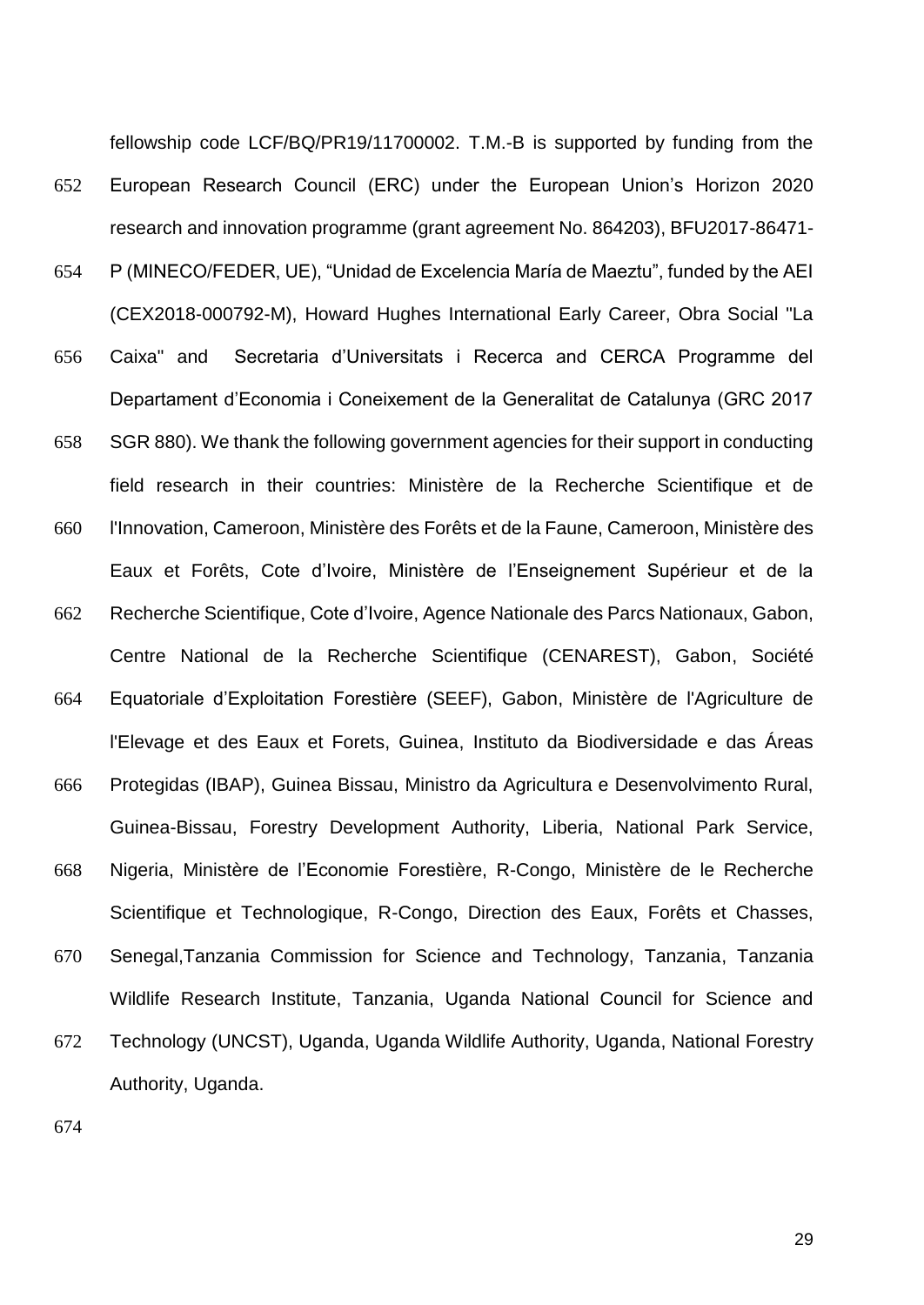fellowship code LCF/BQ/PR19/11700002. T.M.-B is supported by funding from the European Research Council (ERC) under the European Union's Horizon 2020 research and innovation programme (grant agreement No. 864203), BFU2017-86471-P (MINECO/FEDER, UE), "Unidad de Excelencia María de Maeztu", funded by the AEI (CEX2018-000792-M), Howard Hughes International Early Career, Obra Social "La Caixa" and Secretaria d'Universitats i Recerca and CERCA Programme del Departament d'Economia i Coneixement de la Generalitat de Catalunya (GRC 2017 SGR 880). We thank the following government agencies for their support in conducting field research in their countries: Ministère de la Recherche Scientifique et de l'Innovation, Cameroon, Ministère des Forêts et de la Faune, Cameroon, Ministère des Eaux et Forêts, Cote d'Ivoire, Ministère de l'Enseignement Supérieur et de la Recherche Scientifique, Cote d'Ivoire, Agence Nationale des Parcs Nationaux, Gabon, Centre National de la Recherche Scientifique (CENAREST), Gabon, Société Equatoriale d'Exploitation Forestière (SEEF), Gabon, Ministère de l'Agriculture de l'Elevage et des Eaux et Forets, Guinea, Instituto da Biodiversidade e das Áreas Protegidas (IBAP), Guinea Bissau, Ministro da Agricultura e Desenvolvimento Rural, Guinea-Bissau, Forestry Development Authority, Liberia, National Park Service, Nigeria, Ministère de l'Economie Forestière, R-Congo, Ministère de le Recherche Scientifique et Technologique, R-Congo, Direction des Eaux, Forêts et Chasses, Senegal,Tanzania Commission for Science and Technology, Tanzania, Tanzania Wildlife Research Institute, Tanzania, Uganda National Council for Science and Technology (UNCST), Uganda, Uganda Wildlife Authority, Uganda, National Forestry Authority, Uganda.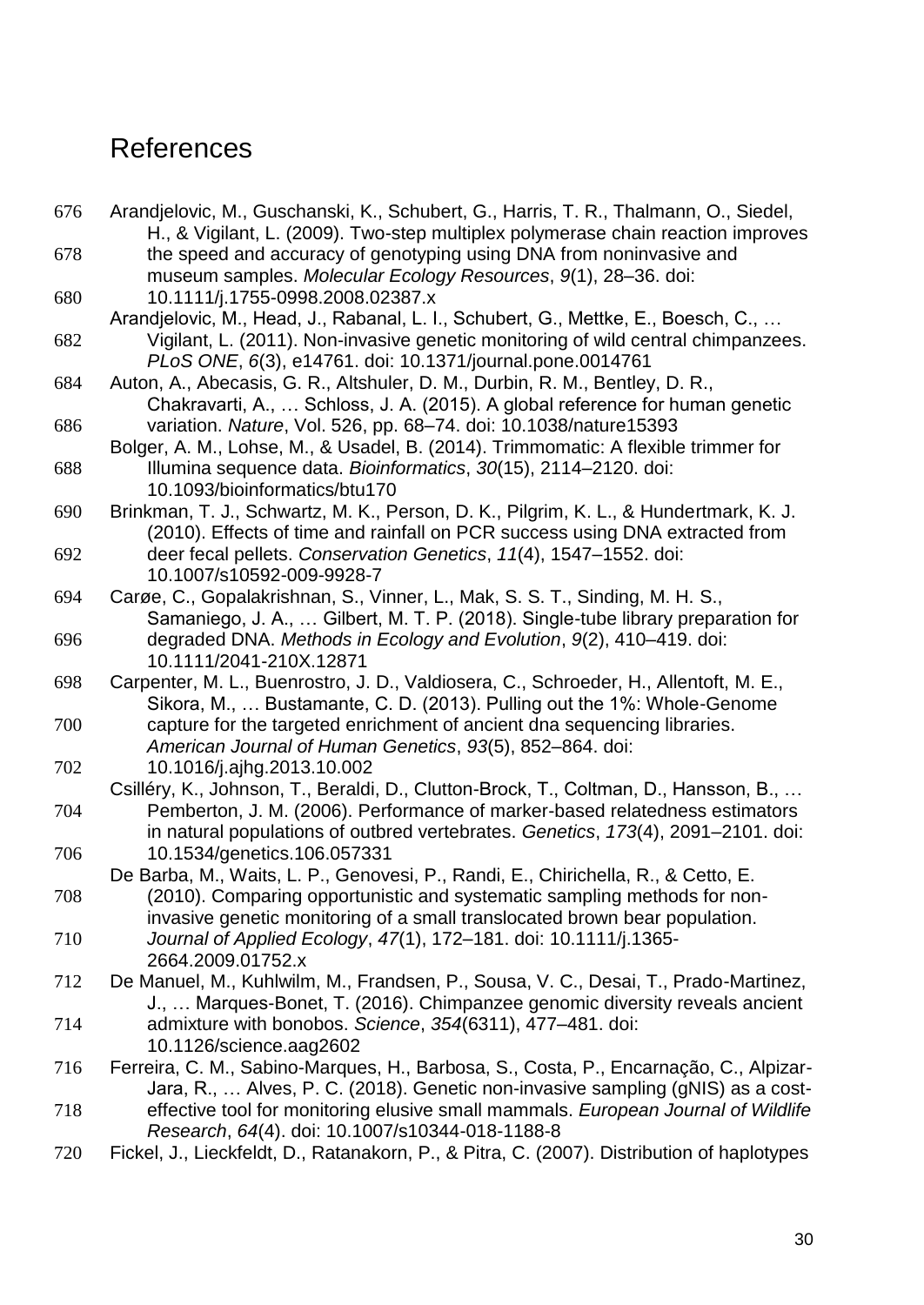# References

Arandjelovic, M., Guschanski, K., Schubert, G., Harris, T. R., Thalmann, O., Siedel, H., & Vigilant, L. (2009). Two-step multiplex polymerase chain reaction improves the speed and accuracy of genotyping using DNA from noninvasive and museum samples. *Molecular Ecology Resources*, *9*(1), 28–36. doi: 10.1111/j.1755-0998.2008.02387.x

Arandjelovic, M., Head, J., Rabanal, L. I., Schubert, G., Mettke, E., Boesch, C., … Vigilant, L. (2011). Non-invasive genetic monitoring of wild central chimpanzees. *PLoS ONE*, *6*(3), e14761. doi: 10.1371/journal.pone.0014761

Auton, A., Abecasis, G. R., Altshuler, D. M., Durbin, R. M., Bentley, D. R., Chakravarti, A., … Schloss, J. A. (2015). A global reference for human genetic variation. *Nature*, Vol. 526, pp. 68–74. doi: 10.1038/nature15393

Bolger, A. M., Lohse, M., & Usadel, B. (2014). Trimmomatic: A flexible trimmer for Illumina sequence data. *Bioinformatics*, *30*(15), 2114–2120. doi: 10.1093/bioinformatics/btu170

Brinkman, T. J., Schwartz, M. K., Person, D. K., Pilgrim, K. L., & Hundertmark, K. J. (2010). Effects of time and rainfall on PCR success using DNA extracted from deer fecal pellets. *Conservation Genetics*, *11*(4), 1547–1552. doi: 10.1007/s10592-009-9928-7

Carøe, C., Gopalakrishnan, S., Vinner, L., Mak, S. S. T., Sinding, M. H. S., Samaniego, J. A., … Gilbert, M. T. P. (2018). Single-tube library preparation for degraded DNA. *Methods in Ecology and Evolution*, *9*(2), 410–419. doi: 10.1111/2041-210X.12871

Carpenter, M. L., Buenrostro, J. D., Valdiosera, C., Schroeder, H., Allentoft, M. E., Sikora, M., … Bustamante, C. D. (2013). Pulling out the 1%: Whole-Genome capture for the targeted enrichment of ancient dna sequencing libraries. *American Journal of Human Genetics*, *93*(5), 852–864. doi: 10.1016/j.ajhg.2013.10.002

Csilléry, K., Johnson, T., Beraldi, D., Clutton-Brock, T., Coltman, D., Hansson, B., … Pemberton, J. M. (2006). Performance of marker-based relatedness estimators in natural populations of outbred vertebrates. *Genetics*, *173*(4), 2091–2101. doi: 10.1534/genetics.106.057331

De Barba, M., Waits, L. P., Genovesi, P., Randi, E., Chirichella, R., & Cetto, E. (2010). Comparing opportunistic and systematic sampling methods for non-invasive genetic monitoring of a small translocated brown bear population. *Journal of Applied Ecology*, *47*(1), 172–181. doi: 10.1111/j.1365-2664.2009.01752.x

De Manuel, M., Kuhlwilm, M., Frandsen, P., Sousa, V. C., Desai, T., Prado-Martinez, J., … Marques-Bonet, T. (2016). Chimpanzee genomic diversity reveals ancient admixture with bonobos. *Science*, *354*(6311), 477–481. doi: 10.1126/science.aag2602

Ferreira, C. M., Sabino-Marques, H., Barbosa, S., Costa, P., Encarnação, C., Alpizar-Jara, R., … Alves, P. C. (2018). Genetic non-invasive sampling (gNIS) as a cost-effective tool for monitoring elusive small mammals. *European Journal of Wildlife Research*, *64*(4). doi: 10.1007/s10344-018-1188-8

Fickel, J., Lieckfeldt, D., Ratanakorn, P., & Pitra, C. (2007). Distribution of haplotypes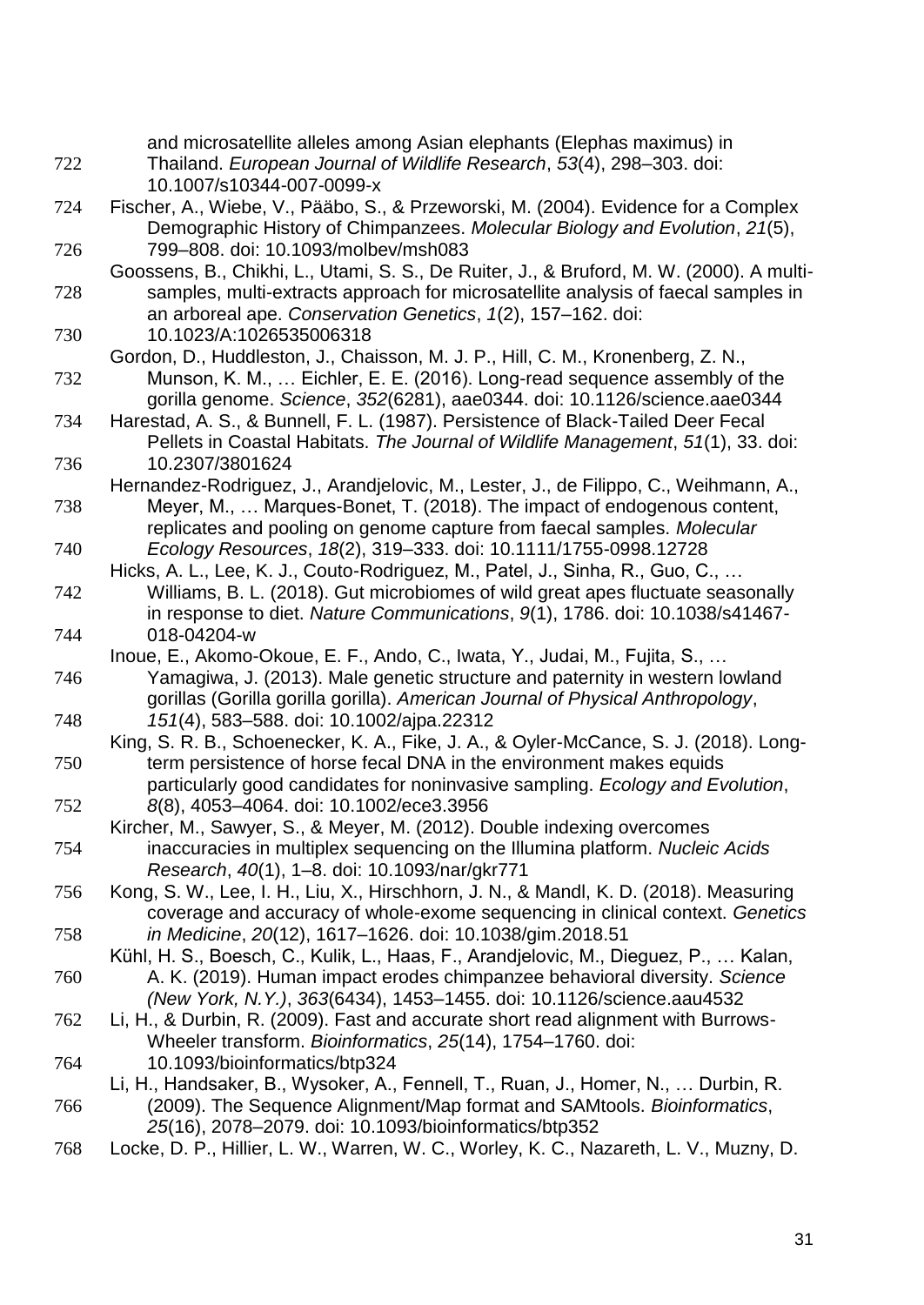and microsatellite alleles among Asian elephants (Elephas maximus) in Thailand. *European Journal of Wildlife Research*, *53*(4), 298–303. doi: 10.1007/s10344-007-0099-x

Fischer, A., Wiebe, V., Pääbo, S., & Przeworski, M. (2004). Evidence for a Complex Demographic History of Chimpanzees. *Molecular Biology and Evolution*, *21*(5), 799–808. doi: 10.1093/molbev/msh083

Goossens, B., Chikhi, L., Utami, S. S., De Ruiter, J., & Bruford, M. W. (2000). A multi-samples, multi-extracts approach for microsatellite analysis of faecal samples in an arboreal ape. *Conservation Genetics*, *1*(2), 157–162. doi: 10.1023/A:1026535006318

Gordon, D., Huddleston, J., Chaisson, M. J. P., Hill, C. M., Kronenberg, Z. N., Munson, K. M., … Eichler, E. E. (2016). Long-read sequence assembly of the gorilla genome. *Science*, *352*(6281), aae0344. doi: 10.1126/science.aae0344

Harestad, A. S., & Bunnell, F. L. (1987). Persistence of Black-Tailed Deer Fecal Pellets in Coastal Habitats. *The Journal of Wildlife Management*, *51*(1), 33. doi: 10.2307/3801624

Hernandez-Rodriguez, J., Arandjelovic, M., Lester, J., de Filippo, C., Weihmann, A., Meyer, M., … Marques-Bonet, T. (2018). The impact of endogenous content, replicates and pooling on genome capture from faecal samples. *Molecular Ecology Resources*, *18*(2), 319–333. doi: 10.1111/1755-0998.12728

Hicks, A. L., Lee, K. J., Couto-Rodriguez, M., Patel, J., Sinha, R., Guo, C., … Williams, B. L. (2018). Gut microbiomes of wild great apes fluctuate seasonally in response to diet. *Nature Communications*, *9*(1), 1786. doi: 10.1038/s41467-018-04204-w

Inoue, E., Akomo-Okoue, E. F., Ando, C., Iwata, Y., Judai, M., Fujita, S., … Yamagiwa, J. (2013). Male genetic structure and paternity in western lowland gorillas (Gorilla gorilla gorilla). *American Journal of Physical Anthropology*, *151*(4), 583–588. doi: 10.1002/ajpa.22312

King, S. R. B., Schoenecker, K. A., Fike, J. A., & Oyler-McCance, S. J. (2018). Long-term persistence of horse fecal DNA in the environment makes equids particularly good candidates for noninvasive sampling. *Ecology and Evolution*, *8*(8), 4053–4064. doi: 10.1002/ece3.3956

Kircher, M., Sawyer, S., & Meyer, M. (2012). Double indexing overcomes inaccuracies in multiplex sequencing on the Illumina platform. *Nucleic Acids Research*, *40*(1), 1–8. doi: 10.1093/nar/gkr771

Kong, S. W., Lee, I. H., Liu, X., Hirschhorn, J. N., & Mandl, K. D. (2018). Measuring coverage and accuracy of whole-exome sequencing in clinical context. *Genetics in Medicine*, *20*(12), 1617–1626. doi: 10.1038/gim.2018.51

Kühl, H. S., Boesch, C., Kulik, L., Haas, F., Arandjelovic, M., Dieguez, P., … Kalan, A. K. (2019). Human impact erodes chimpanzee behavioral diversity. *Science (New York, N.Y.)*, *363*(6434), 1453–1455. doi: 10.1126/science.aau4532

Li, H., & Durbin, R. (2009). Fast and accurate short read alignment with Burrows-Wheeler transform. *Bioinformatics*, *25*(14), 1754–1760. doi: 10.1093/bioinformatics/btp324

Li, H., Handsaker, B., Wysoker, A., Fennell, T., Ruan, J., Homer, N., … Durbin, R. (2009). The Sequence Alignment/Map format and SAMtools. *Bioinformatics*, *25*(16), 2078–2079. doi: 10.1093/bioinformatics/btp352

Locke, D. P., Hillier, L. W., Warren, W. C., Worley, K. C., Nazareth, L. V., Muzny, D.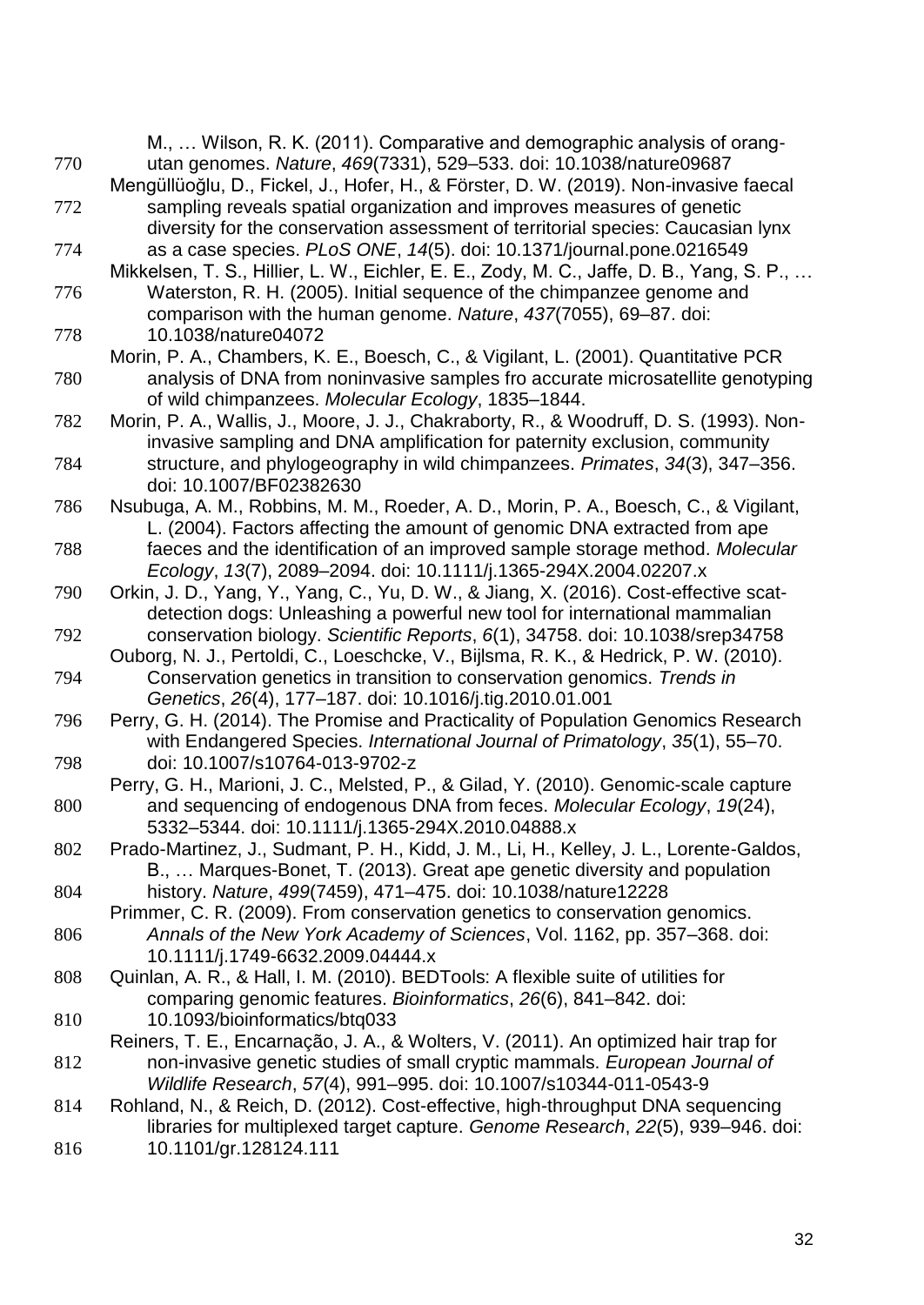M., … Wilson, R. K. (2011). Comparative and demographic analysis of orang-utan genomes. *Nature*, *469*(7331), 529–533. doi: 10.1038/nature09687

Mengüllüoğlu, D., Fickel, J., Hofer, H., & Förster, D. W. (2019). Non-invasive faecal sampling reveals spatial organization and improves measures of genetic diversity for the conservation assessment of territorial species: Caucasian lynx as a case species. *PLoS ONE*, *14*(5). doi: 10.1371/journal.pone.0216549

Mikkelsen, T. S., Hillier, L. W., Eichler, E. E., Zody, M. C., Jaffe, D. B., Yang, S. P., … Waterston, R. H. (2005). Initial sequence of the chimpanzee genome and comparison with the human genome. *Nature*, *437*(7055), 69–87. doi: 10.1038/nature04072

Morin, P. A., Chambers, K. E., Boesch, C., & Vigilant, L. (2001). Quantitative PCR analysis of DNA from noninvasive samples fro accurate microsatellite genotyping of wild chimpanzees. *Molecular Ecology*, 1835–1844.

Morin, P. A., Wallis, J., Moore, J. J., Chakraborty, R., & Woodruff, D. S. (1993). Non-invasive sampling and DNA amplification for paternity exclusion, community structure, and phylogeography in wild chimpanzees. *Primates*, *34*(3), 347–356. doi: 10.1007/BF02382630

Nsubuga, A. M., Robbins, M. M., Roeder, A. D., Morin, P. A., Boesch, C., & Vigilant, L. (2004). Factors affecting the amount of genomic DNA extracted from ape faeces and the identification of an improved sample storage method. *Molecular Ecology*, *13*(7), 2089–2094. doi: 10.1111/j.1365-294X.2004.02207.x

Orkin, J. D., Yang, Y., Yang, C., Yu, D. W., & Jiang, X. (2016). Cost-effective scat-detection dogs: Unleashing a powerful new tool for international mammalian conservation biology. *Scientific Reports*, *6*(1), 34758. doi: 10.1038/srep34758

Ouborg, N. J., Pertoldi, C., Loeschcke, V., Bijlsma, R. K., & Hedrick, P. W. (2010). Conservation genetics in transition to conservation genomics. *Trends in Genetics*, *26*(4), 177–187. doi: 10.1016/j.tig.2010.01.001

Perry, G. H. (2014). The Promise and Practicality of Population Genomics Research with Endangered Species. *International Journal of Primatology*, *35*(1), 55–70. doi: 10.1007/s10764-013-9702-z

Perry, G. H., Marioni, J. C., Melsted, P., & Gilad, Y. (2010). Genomic-scale capture and sequencing of endogenous DNA from feces. *Molecular Ecology*, *19*(24), 5332–5344. doi: 10.1111/j.1365-294X.2010.04888.x

Prado-Martinez, J., Sudmant, P. H., Kidd, J. M., Li, H., Kelley, J. L., Lorente-Galdos, B., … Marques-Bonet, T. (2013). Great ape genetic diversity and population history. *Nature*, *499*(7459), 471–475. doi: 10.1038/nature12228

Primmer, C. R. (2009). From conservation genetics to conservation genomics. *Annals of the New York Academy of Sciences*, Vol. 1162, pp. 357–368. doi: 10.1111/j.1749-6632.2009.04444.x

Quinlan, A. R., & Hall, I. M. (2010). BEDTools: A flexible suite of utilities for comparing genomic features. *Bioinformatics*, *26*(6), 841–842. doi: 10.1093/bioinformatics/btq033

Reiners, T. E., Encarnação, J. A., & Wolters, V. (2011). An optimized hair trap for non-invasive genetic studies of small cryptic mammals. *European Journal of Wildlife Research*, *57*(4), 991–995. doi: 10.1007/s10344-011-0543-9

Rohland, N., & Reich, D. (2012). Cost-effective, high-throughput DNA sequencing libraries for multiplexed target capture. *Genome Research*, *22*(5), 939–946. doi: 10.1101/gr.128124.111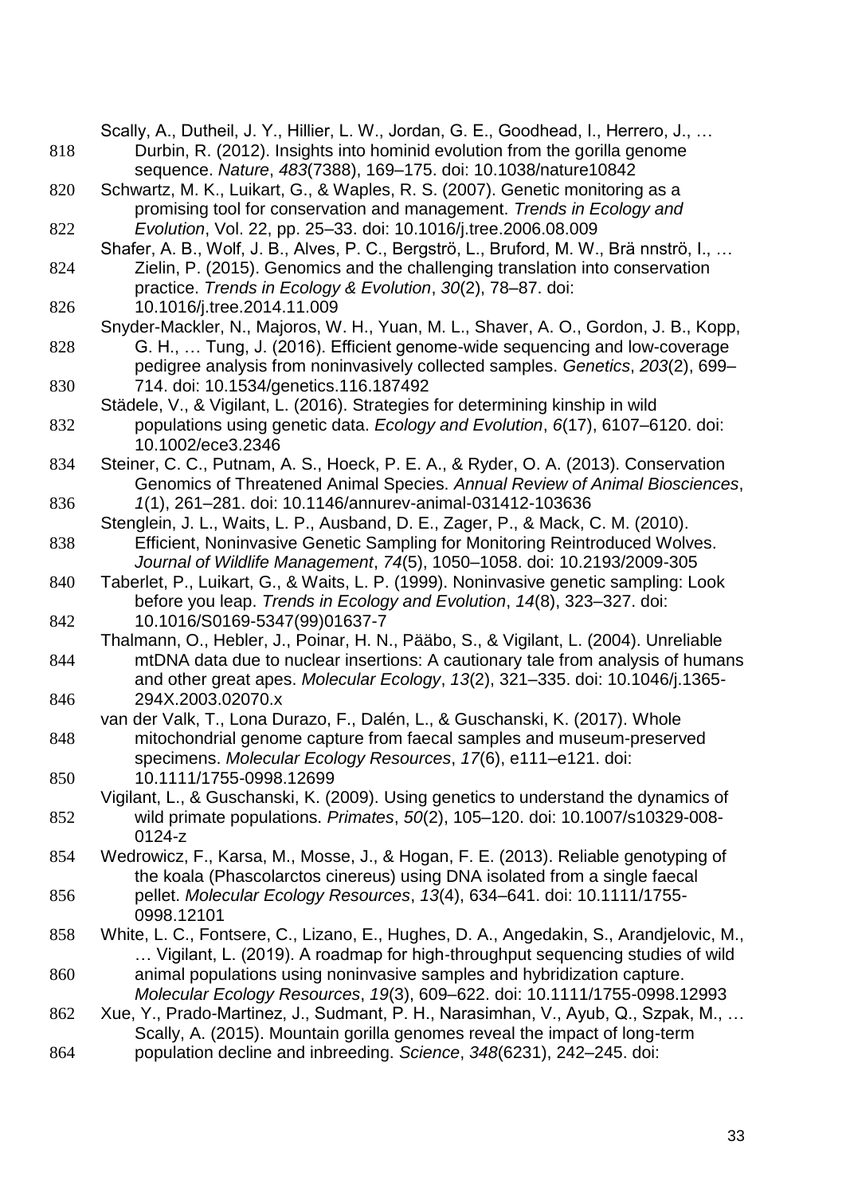Scally, A., Dutheil, J. Y., Hillier, L. W., Jordan, G. E., Goodhead, I., Herrero, J., … Durbin, R. (2012). Insights into hominid evolution from the gorilla genome sequence. *Nature*, *483*(7388), 169–175. doi: 10.1038/nature10842

Schwartz, M. K., Luikart, G., & Waples, R. S. (2007). Genetic monitoring as a promising tool for conservation and management. *Trends in Ecology and Evolution*, Vol. 22, pp. 25–33. doi: 10.1016/j.tree.2006.08.009

Shafer, A. B., Wolf, J. B., Alves, P. C., Bergströ, L., Bruford, M. W., Brä nnströ, I., … Zielin, P. (2015). Genomics and the challenging translation into conservation practice. *Trends in Ecology & Evolution*, *30*(2), 78–87. doi: 10.1016/j.tree.2014.11.009

Snyder-Mackler, N., Majoros, W. H., Yuan, M. L., Shaver, A. O., Gordon, J. B., Kopp, G. H., … Tung, J. (2016). Efficient genome-wide sequencing and low-coverage pedigree analysis from noninvasively collected samples. *Genetics*, *203*(2), 699–714. doi: 10.1534/genetics.116.187492

Städele, V., & Vigilant, L. (2016). Strategies for determining kinship in wild populations using genetic data. *Ecology and Evolution*, *6*(17), 6107–6120. doi: 10.1002/ece3.2346

Steiner, C. C., Putnam, A. S., Hoeck, P. E. A., & Ryder, O. A. (2013). Conservation Genomics of Threatened Animal Species. *Annual Review of Animal Biosciences*, *1*(1), 261–281. doi: 10.1146/annurev-animal-031412-103636

Stenglein, J. L., Waits, L. P., Ausband, D. E., Zager, P., & Mack, C. M. (2010). Efficient, Noninvasive Genetic Sampling for Monitoring Reintroduced Wolves. *Journal of Wildlife Management*, *74*(5), 1050–1058. doi: 10.2193/2009-305

Taberlet, P., Luikart, G., & Waits, L. P. (1999). Noninvasive genetic sampling: Look before you leap. *Trends in Ecology and Evolution*, *14*(8), 323–327. doi: 10.1016/S0169-5347(99)01637-7

Thalmann, O., Hebler, J., Poinar, H. N., Pääbo, S., & Vigilant, L. (2004). Unreliable mtDNA data due to nuclear insertions: A cautionary tale from analysis of humans and other great apes. *Molecular Ecology*, *13*(2), 321–335. doi: 10.1046/j.1365-294X.2003.02070.x

van der Valk, T., Lona Durazo, F., Dalén, L., & Guschanski, K. (2017). Whole mitochondrial genome capture from faecal samples and museum-preserved specimens. *Molecular Ecology Resources*, *17*(6), e111–e121. doi: 10.1111/1755-0998.12699

Vigilant, L., & Guschanski, K. (2009). Using genetics to understand the dynamics of wild primate populations. *Primates*, *50*(2), 105–120. doi: 10.1007/s10329-008-0124-z

Wedrowicz, F., Karsa, M., Mosse, J., & Hogan, F. E. (2013). Reliable genotyping of the koala (Phascolarctos cinereus) using DNA isolated from a single faecal pellet. *Molecular Ecology Resources*, *13*(4), 634–641. doi: 10.1111/1755-0998.12101

White, L. C., Fontsere, C., Lizano, E., Hughes, D. A., Angedakin, S., Arandjelovic, M., … Vigilant, L. (2019). A roadmap for high-throughput sequencing studies of wild animal populations using noninvasive samples and hybridization capture. *Molecular Ecology Resources*, *19*(3), 609–622. doi: 10.1111/1755-0998.12993

Xue, Y., Prado-Martinez, J., Sudmant, P. H., Narasimhan, V., Ayub, Q., Szpak, M., … Scally, A. (2015). Mountain gorilla genomes reveal the impact of long-term population decline and inbreeding. *Science*, *348*(6231), 242–245. doi: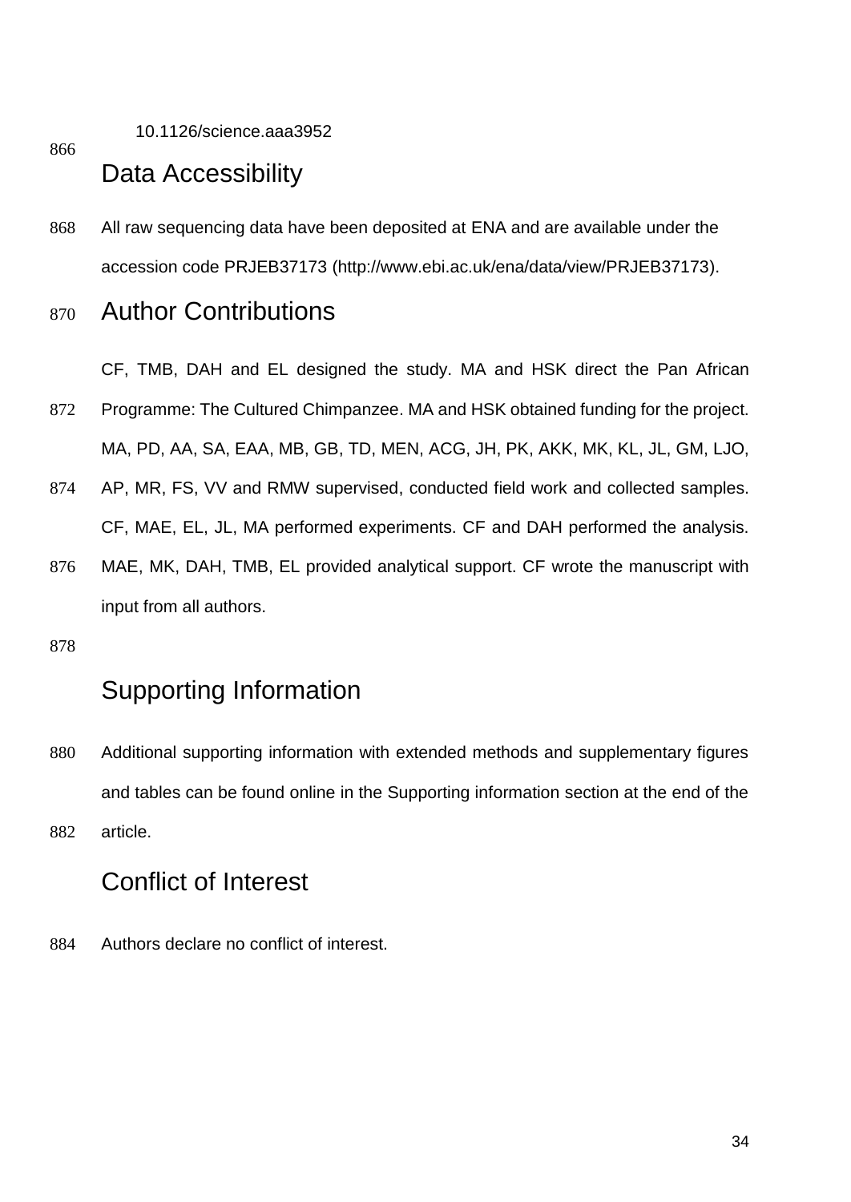10.1126/science.aaa3952

## Data Accessibility

All raw sequencing data have been deposited at ENA and are available under the accession code PRJEB37173 (http://www.ebi.ac.uk/ena/data/view/PRJEB37173).

## Author Contributions

CF, TMB, DAH and EL designed the study. MA and HSK direct the Pan African Programme: The Cultured Chimpanzee. MA and HSK obtained funding for the project. MA, PD, AA, SA, EAA, MB, GB, TD, MEN, ACG, JH, PK, AKK, MK, KL, JL, GM, LJO, AP, MR, FS, VV and RMW supervised, conducted field work and collected samples. CF, MAE, EL, JL, MA performed experiments. CF and DAH performed the analysis. MAE, MK, DAH, TMB, EL provided analytical support. CF wrote the manuscript with input from all authors.

## Supporting Information

Additional supporting information with extended methods and supplementary figures and tables can be found online in the Supporting information section at the end of the article.

## Conflict of Interest

Authors declare no conflict of interest.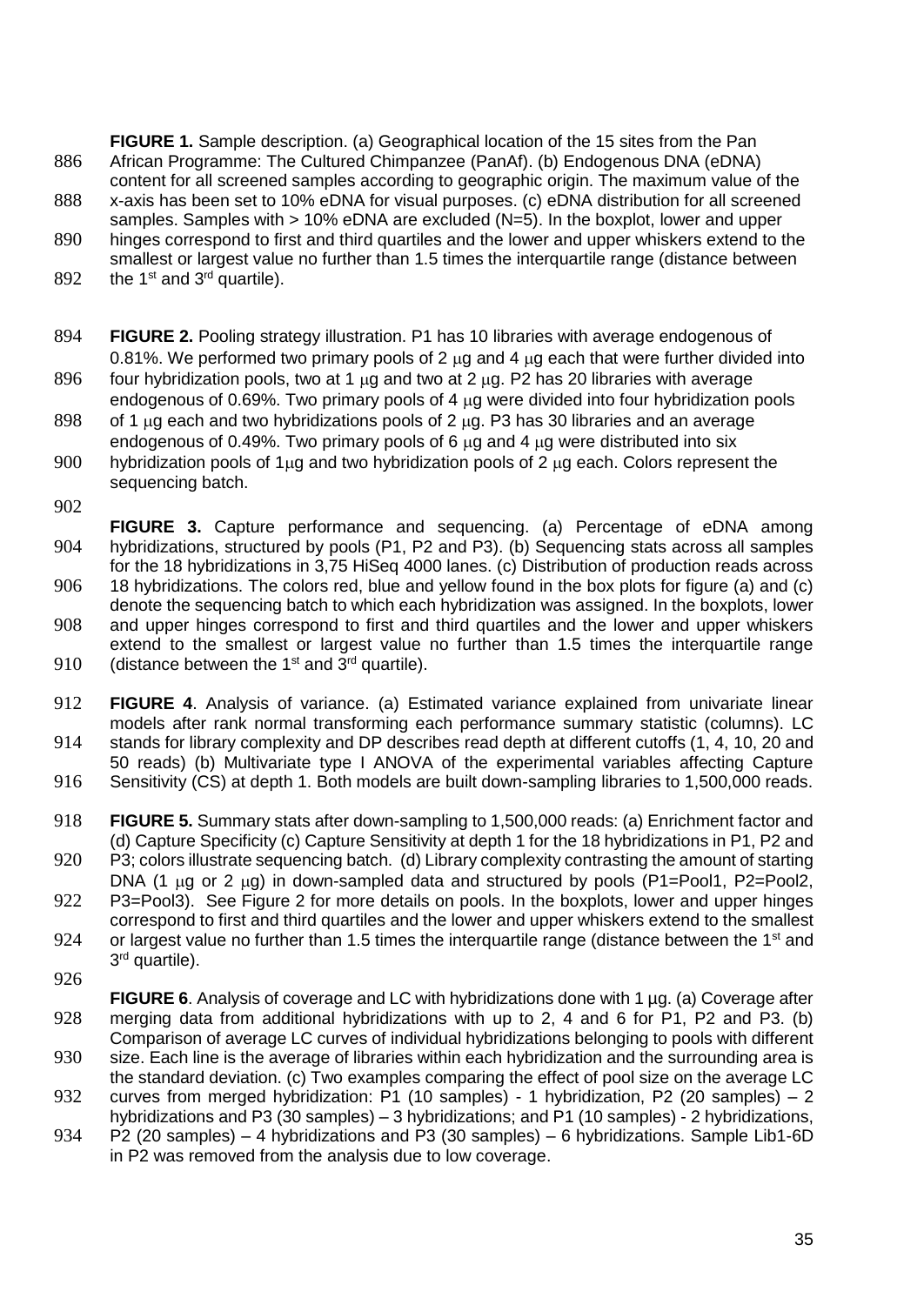**FIGURE 1.** Sample description. (a) Geographical location of the 15 sites from the Pan African Programme: The Cultured Chimpanzee (PanAf). (b) Endogenous DNA (eDNA) content for all screened samples according to geographic origin. The maximum value of the x-axis has been set to 10% eDNA for visual purposes. (c) eDNA distribution for all screened samples. Samples with > 10% eDNA are excluded (N=5). In the boxplot, lower and upper hinges correspond to first and third quartiles and the lower and upper whiskers extend to the smallest or largest value no further than 1.5 times the interquartile range (distance between the 1st and 3rd quartile).

**FIGURE 2.** Pooling strategy illustration. P1 has 10 libraries with average endogenous of 0.81%. We performed two primary pools of 2 μg and 4 μg each that were further divided into four hybridization pools, two at 1 μg and two at 2 μg. P2 has 20 libraries with average endogenous of 0.69%. Two primary pools of 4 μg were divided into four hybridization pools of 1 μg each and two hybridizations pools of 2 μg. P3 has 30 libraries and an average endogenous of 0.49%. Two primary pools of 6 μg and 4 μg were distributed into six hybridization pools of 1μg and two hybridization pools of 2 μg each. Colors represent the sequencing batch.

**FIGURE 3.** Capture performance and sequencing. (a) Percentage of eDNA among hybridizations, structured by pools (P1, P2 and P3). (b) Sequencing stats across all samples for the 18 hybridizations in 3,75 HiSeq 4000 lanes. (c) Distribution of production reads across 18 hybridizations. The colors red, blue and yellow found in the box plots for figure (a) and (c) denote the sequencing batch to which each hybridization was assigned. In the boxplots, lower and upper hinges correspond to first and third quartiles and the lower and upper whiskers extend to the smallest or largest value no further than 1.5 times the interquartile range (distance between the 1st and 3rd quartile).

**FIGURE 4**. Analysis of variance. (a) Estimated variance explained from univariate linear models after rank normal transforming each performance summary statistic (columns). LC stands for library complexity and DP describes read depth at different cutoffs (1, 4, 10, 20 and 50 reads) (b) Multivariate type I ANOVA of the experimental variables affecting Capture Sensitivity (CS) at depth 1. Both models are built down-sampling libraries to 1,500,000 reads.

**FIGURE 5.** Summary stats after down-sampling to 1,500,000 reads: (a) Enrichment factor and (d) Capture Specificity (c) Capture Sensitivity at depth 1 for the 18 hybridizations in P1, P2 and P3; colors illustrate sequencing batch. (d) Library complexity contrasting the amount of starting DNA (1 μg or 2 μg) in down-sampled data and structured by pools (P1=Pool1, P2=Pool2, P3=Pool3). See Figure 2 for more details on pools. In the boxplots, lower and upper hinges correspond to first and third quartiles and the lower and upper whiskers extend to the smallest or largest value no further than 1.5 times the interquartile range (distance between the 1st and 3rd quartile).

**FIGURE 6**. Analysis of coverage and LC with hybridizations done with 1 µg. (a) Coverage after merging data from additional hybridizations with up to 2, 4 and 6 for P1, P2 and P3. (b) Comparison of average LC curves of individual hybridizations belonging to pools with different size. Each line is the average of libraries within each hybridization and the surrounding area is the standard deviation. (c) Two examples comparing the effect of pool size on the average LC curves from merged hybridization: P1 (10 samples) - 1 hybridization, P2 (20 samples) – 2 hybridizations and P3 (30 samples) – 3 hybridizations; and P1 (10 samples) - 2 hybridizations, P2 (20 samples) – 4 hybridizations and P3 (30 samples) – 6 hybridizations. Sample Lib1-6D in P2 was removed from the analysis due to low coverage.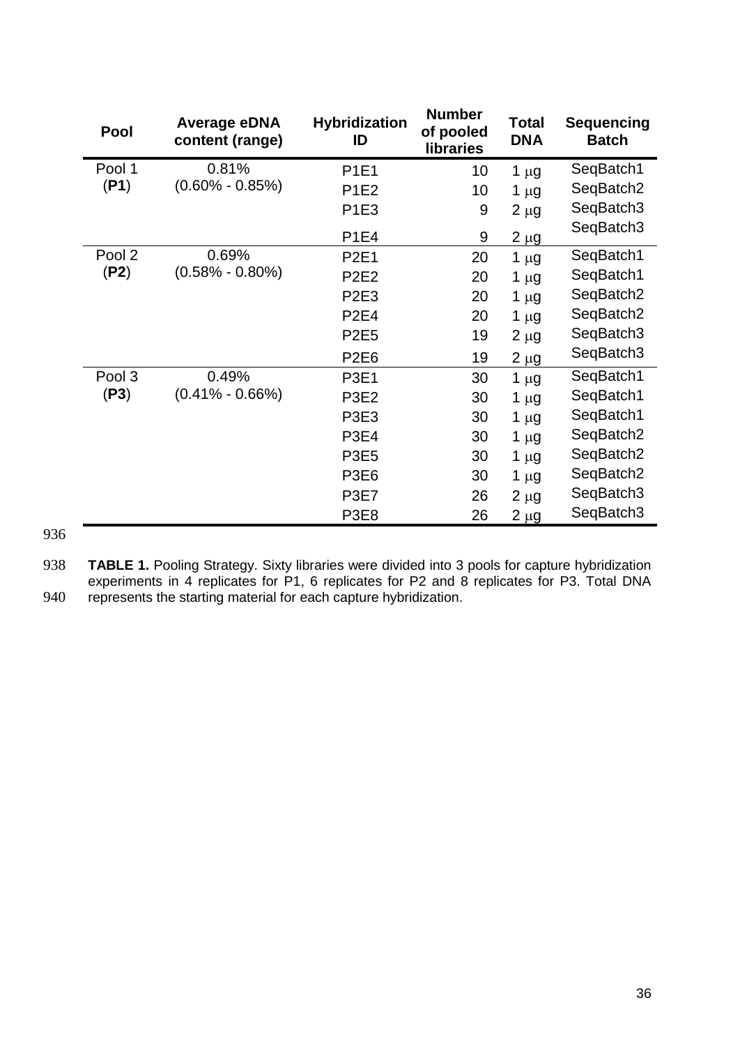| Pool | Average eDNA content (range) | Hybridization ID | Number of pooled libraries | Total DNA | Sequencing Batch |
|---|---|---|---|---|---|
| Pool 1 (**P1**) | 0.81% (0.60% - 0.85%) | P1E1 | 10 | 1 μg | SeqBatch1 |
| | | P1E2 | 10 | 1 μg | SeqBatch2 |
| | | P1E3 | 9 | 2 μg | SeqBatch3 |
| | | P1E4 | 9 | 2 μg | SeqBatch3 |
| Pool 2 (**P2**) | 0.69% (0.58% - 0.80%) | P2E1 | 20 | 1 μg | SeqBatch1 |
| | | P2E2 | 20 | 1 μg | SeqBatch1 |
| | | P2E3 | 20 | 1 μg | SeqBatch2 |
| | | P2E4 | 20 | 1 μg | SeqBatch2 |
| | | P2E5 | 19 | 2 μg | SeqBatch3 |
| | | P2E6 | 19 | 2 μg | SeqBatch3 |
| Pool 3 (**P3**) | 0.49% (0.41% - 0.66%) | P3E1 | 30 | 1 μg | SeqBatch1 |
| | | P3E2 | 30 | 1 μg | SeqBatch1 |
| | | P3E3 | 30 | 1 μg | SeqBatch1 |
| | | P3E4 | 30 | 1 μg | SeqBatch2 |
| | | P3E5 | 30 | 1 μg | SeqBatch2 |
| | | P3E6 | 30 | 1 μg | SeqBatch2 |
| | | P3E7 | 26 | 2 μg | SeqBatch3 |
| | | P3E8 | 26 | 2 μg | SeqBatch3 |

**TABLE 1.** Pooling Strategy. Sixty libraries were divided into 3 pools for capture hybridization experiments in 4 replicates for P1, 6 replicates for P2 and 8 replicates for P3. Total DNA represents the starting material for each capture hybridization.